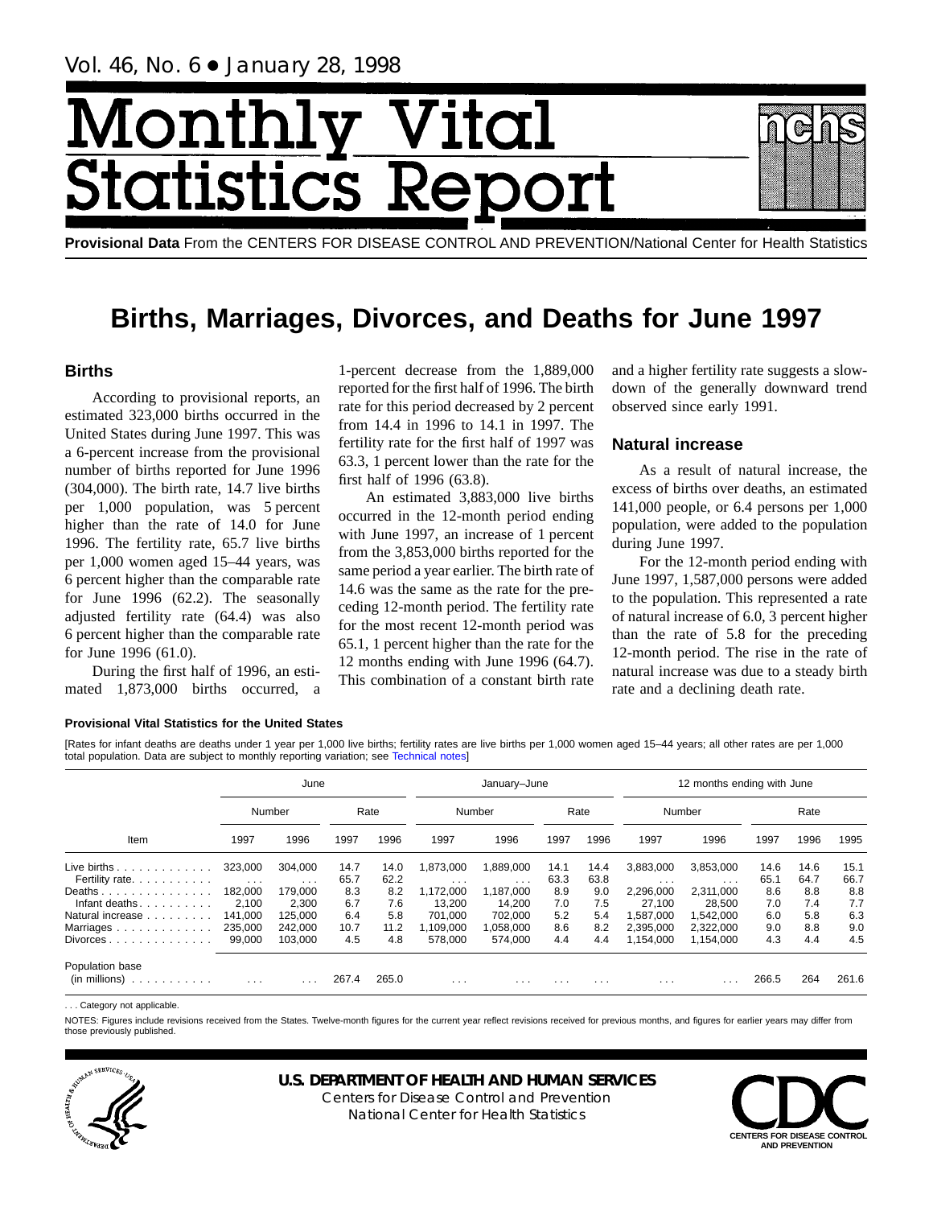Vol. 46, No. 6 • January 28, 1998

# Monthly Vital Statistics Report

**Provisional Data** From the CENTERS FOR DISEASE CONTROL AND PREVENTION/National Center for Health Statistics

# Births, Marriages, Divorces, and Deaths for June 1997

## Births

According to provisional reports, an estimated 323,000 births occurred in the United States during June 1997. This was a 6-percent increase from the provisional number of births reported for June 1996 (304,000). The birth rate, 14.7 live births per 1,000 population, was 5 percent higher than the rate of 14.0 for June 1996. The fertility rate, 65.7 live births per 1,000 women aged 15–44 years, was 6 percent higher than the comparable rate for June 1996 (62.2). The seasonally adjusted fertility rate (64.4) was also 6 percent higher than the comparable rate for June 1996 (61.0).

During the first half of 1996, an estimated 1,873,000 births occurred, a 1-percent decrease from the 1,889,000 reported for the first half of 1996. The birth rate for this period decreased by 2 percent from 14.4 in 1996 to 14.1 in 1997. The fertility rate for the first half of 1997 was 63.3, 1 percent lower than the rate for the first half of 1996 (63.8).

An estimated 3,883,000 live births occurred in the 12-month period ending with June 1997, an increase of 1 percent from the 3,853,000 births reported for the same period a year earlier. The birth rate of 14.6 was the same as the rate for the preceding 12-month period. The fertility rate for the most recent 12-month period was 65.1, 1 percent higher than the rate for the 12 months ending with June 1996 (64.7). This combination of a constant birth rate and a higher fertility rate suggests a slowdown of the generally downward trend observed since early 1991.

## Natural increase

As a result of natural increase, the excess of births over deaths, an estimated 141,000 people, or 6.4 persons per 1,000 population, were added to the population during June 1997.

For the 12-month period ending with June 1997, 1,587,000 persons were added to the population. This represented a rate of natural increase of 6.0, 3 percent higher than the rate of 5.8 for the preceding 12-month period. The rise in the rate of natural increase was due to a steady birth rate and a declining death rate.

**Provisional Vital Statistics for the United States**

[Rates for infant deaths are deaths under 1 year per 1,000 live births; fertility rates are live births per 1,000 women aged 15–44 years; all other rates are per 1,000 total population. Data are subject to monthly reporting variation; see Technical notes]

| Item | June | | | | January–June | | | | 12 months ending with June | | | | |
|---|---|---|---|---|---|---|---|---|---|---|---|---|---|
| | Number | | Rate | | Number | | Rate | | Number | | Rate | | |
| | 1997 | 1996 | 1997 | 1996 | 1997 | 1996 | 1997 | 1996 | 1997 | 1996 | 1997 | 1996 | 1995 |
| Live births | 323,000 | 304,000 | 14.7 | 14.0 | 1,873,000 | 1,889,000 | 14.1 | 14.4 | 3,883,000 | 3,853,000 | 14.6 | 14.6 | 15.1 |
| Fertility rate | . . . | . . . | 65.7 | 62.2 | . . . | . . . | 63.3 | 63.8 | . . . | . . . | 65.1 | 64.7 | 66.7 |
| Deaths | 182,000 | 179,000 | 8.3 | 8.2 | 1,172,000 | 1,187,000 | 8.9 | 9.0 | 2,296,000 | 2,311,000 | 8.6 | 8.8 | 8.8 |
| Infant deaths | 2,100 | 2,300 | 6.7 | 7.6 | 13,200 | 14,200 | 7.0 | 7.5 | 27,100 | 28,500 | 7.0 | 7.4 | 7.7 |
| Natural increase | 141,000 | 125,000 | 6.4 | 5.8 | 701,000 | 702,000 | 5.2 | 5.4 | 1,587,000 | 1,542,000 | 6.0 | 5.8 | 6.3 |
| Marriages | 235,000 | 242,000 | 10.7 | 11.2 | 1,109,000 | 1,058,000 | 8.6 | 8.2 | 2,395,000 | 2,322,000 | 9.0 | 8.8 | 9.0 |
| Divorces | 99,000 | 103,000 | 4.5 | 4.8 | 578,000 | 574,000 | 4.4 | 4.4 | 1,154,000 | 1,154,000 | 4.3 | 4.4 | 4.5 |
| Population base (in millions) | . . . | . . . | 267.4 | 265.0 | . . . | . . . | . . . | . . . | . . . | . . . | 266.5 | 264 | 261.6 |

. . . Category not applicable.

NOTES: Figures include revisions received from the States. Twelve-month figures for the current year reflect revisions received for previous months, and figures for earlier years may differ from those previously published.

**U.S. DEPARTMENT OF HEALTH AND HUMAN SERVICES**
Centers for Disease Control and Prevention
National Center for Health Statistics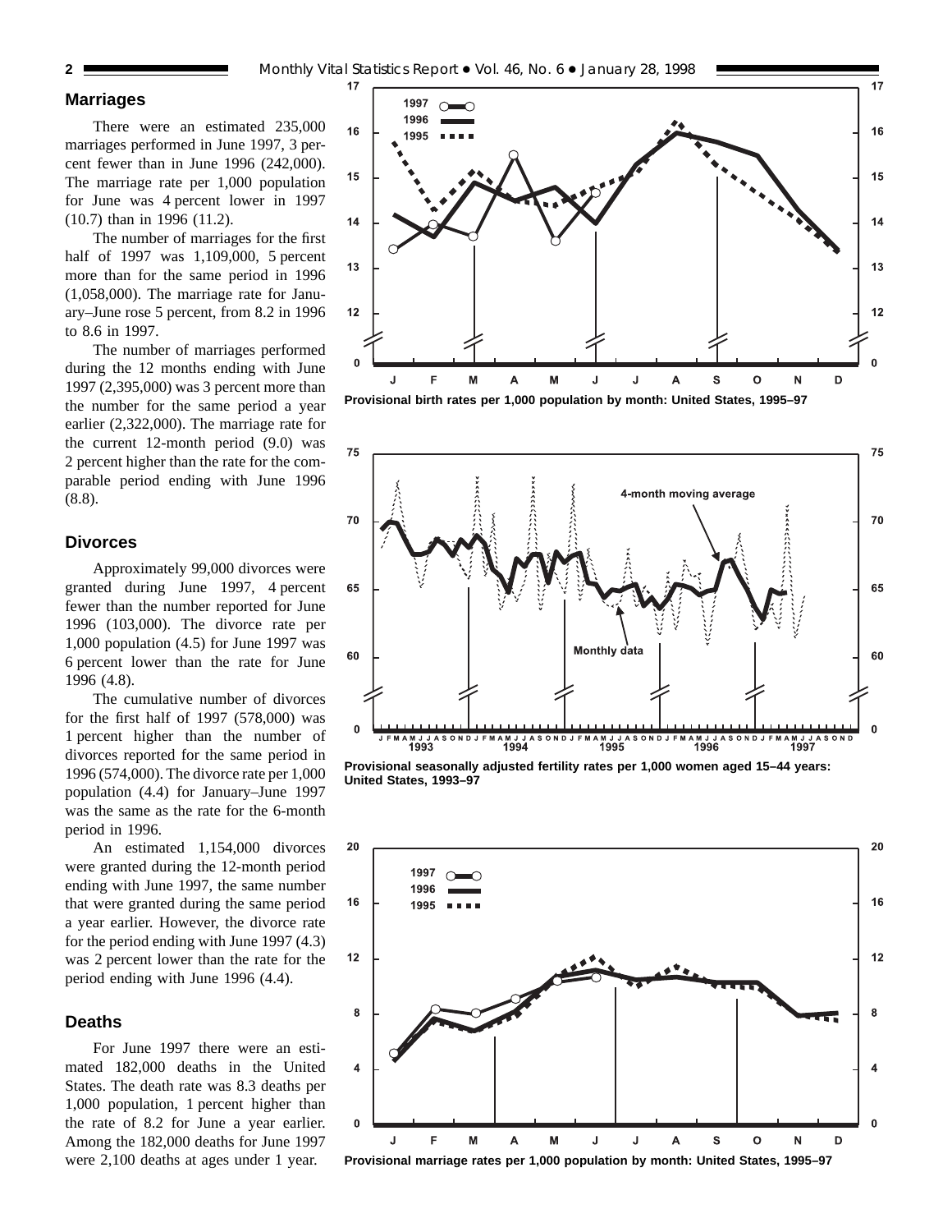## Marriages

There were an estimated 235,000 marriages performed in June 1997, 3 percent fewer than in June 1996 (242,000). The marriage rate per 1,000 population for June was 4 percent lower in 1997 (10.7) than in 1996 (11.2).

The number of marriages for the first half of 1997 was 1,109,000, 5 percent more than for the same period in 1996 (1,058,000). The marriage rate for January–June rose 5 percent, from 8.2 in 1996 to 8.6 in 1997.

The number of marriages performed during the 12 months ending with June 1997 (2,395,000) was 3 percent more than the number for the same period a year earlier (2,322,000). The marriage rate for the current 12-month period (9.0) was 2 percent higher than the rate for the comparable period ending with June 1996 (8.8).

## Divorces

Approximately 99,000 divorces were granted during June 1997, 4 percent fewer than the number reported for June 1996 (103,000). The divorce rate per 1,000 population (4.5) for June 1997 was 6 percent lower than the rate for June 1996 (4.8).

The cumulative number of divorces for the first half of 1997 (578,000) was 1 percent higher than the number of divorces reported for the same period in 1996 (574,000). The divorce rate per 1,000 population (4.4) for January–June 1997 was the same as the rate for the 6-month period in 1996.

An estimated 1,154,000 divorces were granted during the 12-month period ending with June 1997, the same number that were granted during the same period a year earlier. However, the divorce rate for the period ending with June 1997 (4.3) was 2 percent lower than the rate for the period ending with June 1996 (4.4).

## Deaths

For June 1997 there were an estimated 182,000 deaths in the United States. The death rate was 8.3 deaths per 1,000 population, 1 percent higher than the rate of 8.2 for June a year earlier. Among the 182,000 deaths for June 1997 were 2,100 deaths at ages under 1 year.

**Provisional birth rates per 1,000 population by month: United States, 1995–97**

**Provisional seasonally adjusted fertility rates per 1,000 women aged 15–44 years: United States, 1993–97**

**Provisional marriage rates per 1,000 population by month: United States, 1995–97**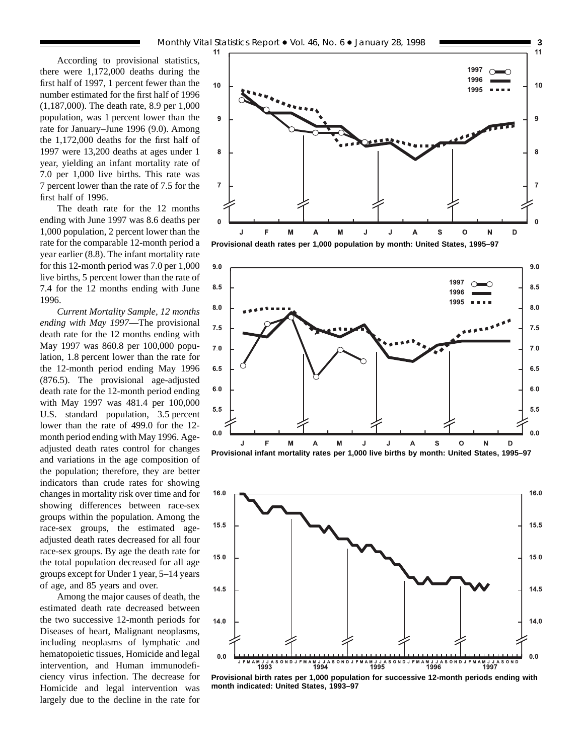According to provisional statistics, there were 1,172,000 deaths during the first half of 1997, 1 percent fewer than the number estimated for the first half of 1996 (1,187,000). The death rate, 8.9 per 1,000 population, was 1 percent lower than the rate for January–June 1996 (9.0). Among the 1,172,000 deaths for the first half of 1997 were 13,200 deaths at ages under 1 year, yielding an infant mortality rate of 7.0 per 1,000 live births. This rate was 7 percent lower than the rate of 7.5 for the first half of 1996.

The death rate for the 12 months ending with June 1997 was 8.6 deaths per 1,000 population, 2 percent lower than the rate for the comparable 12-month period a year earlier (8.8). The infant mortality rate for this 12-month period was 7.0 per 1,000 live births, 5 percent lower than the rate of 7.4 for the 12 months ending with June 1996.

*Current Mortality Sample, 12 months ending with May 1997*—The provisional death rate for the 12 months ending with May 1997 was 860.8 per 100,000 population, 1.8 percent lower than the rate for the 12-month period ending May 1996 (876.5). The provisional age-adjusted death rate for the 12-month period ending with May 1997 was 481.4 per 100,000 U.S. standard population, 3.5 percent lower than the rate of 499.0 for the 12-month period ending with May 1996. Age-adjusted death rates control for changes and variations in the age composition of the population; therefore, they are better indicators than crude rates for showing changes in mortality risk over time and for showing differences between race-sex groups within the population. Among the race-sex groups, the estimated age-adjusted death rates decreased for all four race-sex groups. By age the death rate for the total population decreased for all age groups except for Under 1 year, 5–14 years of age, and 85 years and over.

Among the major causes of death, the estimated death rate decreased between the two successive 12-month periods for Diseases of heart, Malignant neoplasms, including neoplasms of lymphatic and hematopoietic tissues, Homicide and legal intervention, and Human immunodeficiency virus infection. The decrease for Homicide and legal intervention was largely due to the decline in the rate for

**Provisional death rates per 1,000 population by month: United States, 1995–97**

**Provisional infant mortality rates per 1,000 live births by month: United States, 1995–97**

**Provisional birth rates per 1,000 population for successive 12-month periods ending with month indicated: United States, 1993–97**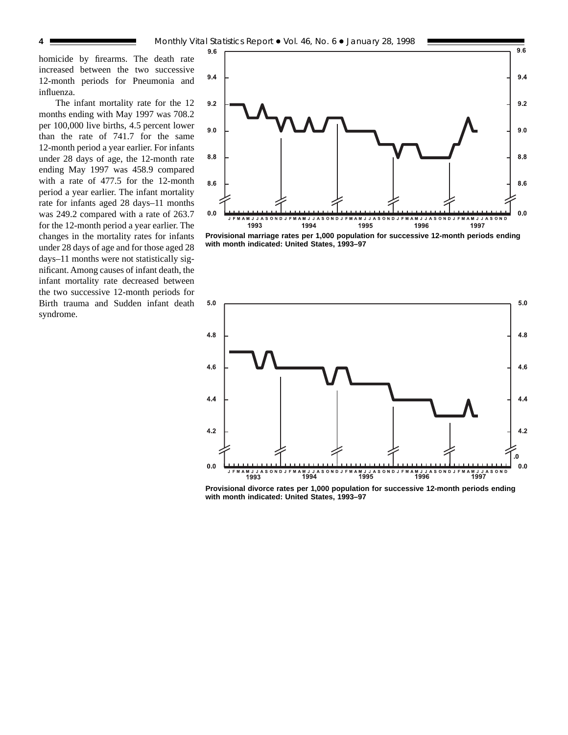homicide by firearms. The death rate increased between the two successive 12-month periods for Pneumonia and influenza.

The infant mortality rate for the 12 months ending with May 1997 was 708.2 per 100,000 live births, 4.5 percent lower than the rate of 741.7 for the same 12-month period a year earlier. For infants under 28 days of age, the 12-month rate ending May 1997 was 458.9 compared with a rate of 477.5 for the 12-month period a year earlier. The infant mortality rate for infants aged 28 days–11 months was 249.2 compared with a rate of 263.7 for the 12-month period a year earlier. The changes in the mortality rates for infants under 28 days of age and for those aged 28 days–11 months were not statistically significant. Among causes of infant death, the infant mortality rate decreased between the two successive 12-month periods for Birth trauma and Sudden infant death syndrome.

**Provisional marriage rates per 1,000 population for successive 12-month periods ending with month indicated: United States, 1993–97**

**Provisional divorce rates per 1,000 population for successive 12-month periods ending with month indicated: United States, 1993–97**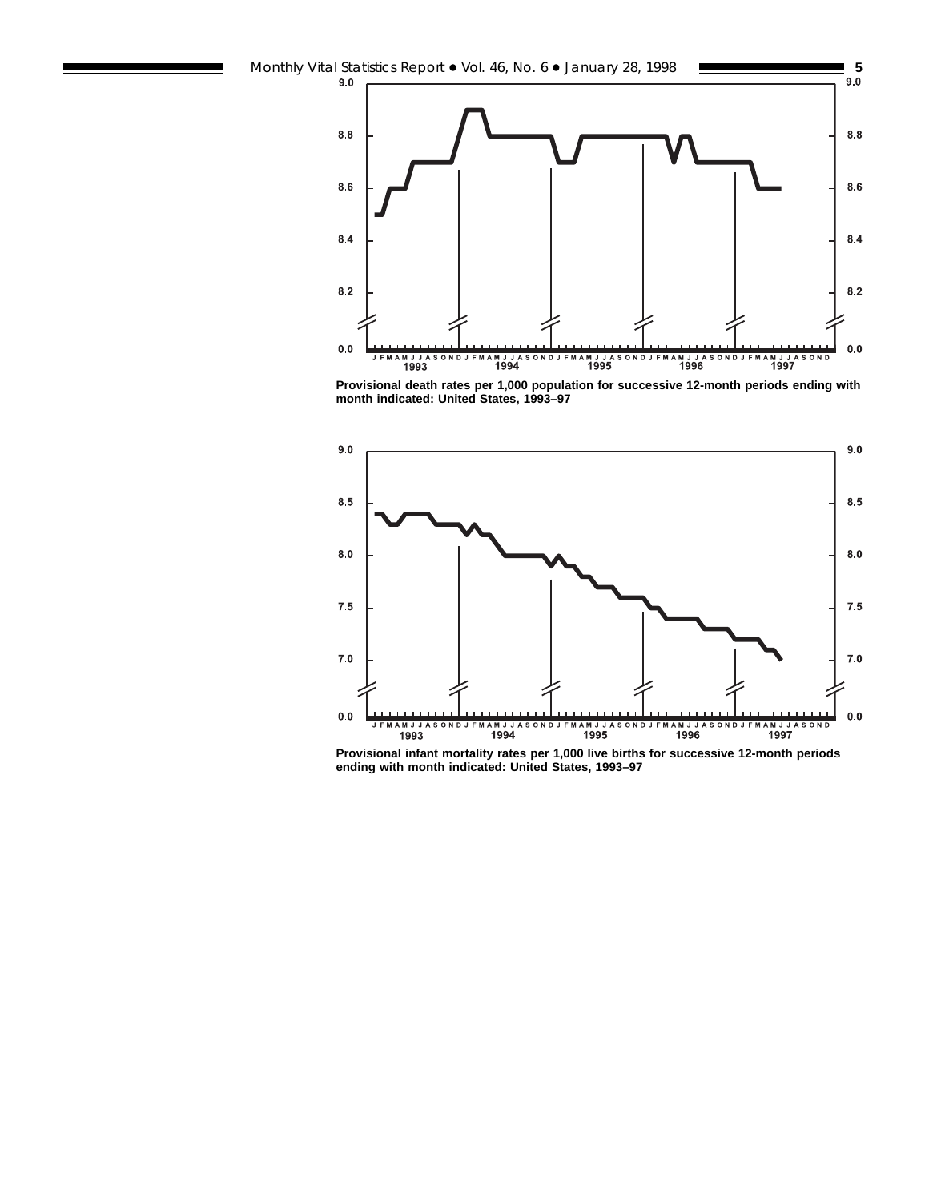Provisional death rates per 1,000 population for successive 12-month periods ending with month indicated: United States, 1993–97

Provisional infant mortality rates per 1,000 live births for successive 12-month periods ending with month indicated: United States, 1993–97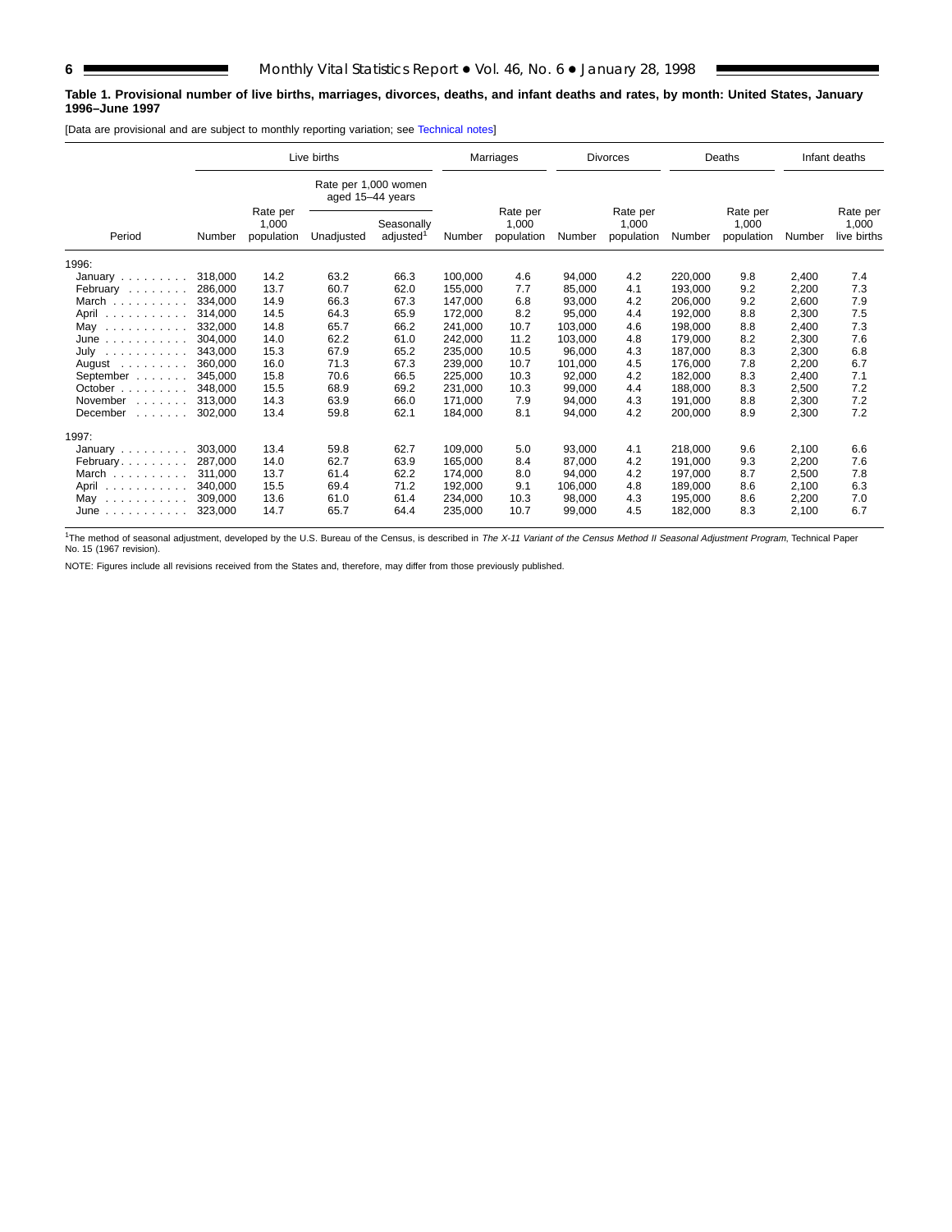**Table 1. Provisional number of live births, marriages, divorces, deaths, and infant deaths and rates, by month: United States, January 1996–June 1997**

[Data are provisional and are subject to monthly reporting variation; see Technical notes]

| Period | Live births | | | | Marriages | | Divorces | | Deaths | | Infant deaths | |
|---|---|---|---|---|---|---|---|---|---|---|---|---|
| | | | Rate per 1,000 women aged 15–44 years | | | | | | | | | |
| | Number | Rate per 1,000 population | Unadjusted | Seasonally adjusted[1] | Number | Rate per 1,000 population | Number | Rate per 1,000 population | Number | Rate per 1,000 population | Number | Rate per 1,000 live births |
| 1996: | | | | | | | | | | | | |
| January | 318,000 | 14.2 | 63.2 | 66.3 | 100,000 | 4.6 | 94,000 | 4.2 | 220,000 | 9.8 | 2,400 | 7.4 |
| February | 286,000 | 13.7 | 60.7 | 62.0 | 155,000 | 7.7 | 85,000 | 4.1 | 193,000 | 9.2 | 2,200 | 7.3 |
| March | 334,000 | 14.9 | 66.3 | 67.3 | 147,000 | 6.8 | 93,000 | 4.2 | 206,000 | 9.2 | 2,600 | 7.9 |
| April | 314,000 | 14.5 | 64.3 | 65.9 | 172,000 | 8.2 | 95,000 | 4.4 | 192,000 | 8.8 | 2,300 | 7.5 |
| May | 332,000 | 14.8 | 65.7 | 66.2 | 241,000 | 10.7 | 103,000 | 4.6 | 198,000 | 8.8 | 2,400 | 7.3 |
| June | 304,000 | 14.0 | 62.2 | 61.0 | 242,000 | 11.2 | 103,000 | 4.8 | 179,000 | 8.2 | 2,300 | 7.6 |
| July | 343,000 | 15.3 | 67.9 | 65.2 | 235,000 | 10.5 | 96,000 | 4.3 | 187,000 | 8.3 | 2,300 | 6.8 |
| August | 360,000 | 16.0 | 71.3 | 67.3 | 239,000 | 10.7 | 101,000 | 4.5 | 176,000 | 7.8 | 2,200 | 6.7 |
| September | 345,000 | 15.8 | 70.6 | 66.5 | 225,000 | 10.3 | 92,000 | 4.2 | 182,000 | 8.3 | 2,400 | 7.1 |
| October | 348,000 | 15.5 | 68.9 | 69.2 | 231,000 | 10.3 | 99,000 | 4.4 | 188,000 | 8.3 | 2,500 | 7.2 |
| November | 313,000 | 14.3 | 63.9 | 66.0 | 171,000 | 7.9 | 94,000 | 4.3 | 191,000 | 8.8 | 2,300 | 7.2 |
| December | 302,000 | 13.4 | 59.8 | 62.1 | 184,000 | 8.1 | 94,000 | 4.2 | 200,000 | 8.9 | 2,300 | 7.2 |
| 1997: | | | | | | | | | | | | |
| January | 303,000 | 13.4 | 59.8 | 62.7 | 109,000 | 5.0 | 93,000 | 4.1 | 218,000 | 9.6 | 2,100 | 6.6 |
| February | 287,000 | 14.0 | 62.7 | 63.9 | 165,000 | 8.4 | 87,000 | 4.2 | 191,000 | 9.3 | 2,200 | 7.6 |
| March | 311,000 | 13.7 | 61.4 | 62.2 | 174,000 | 8.0 | 94,000 | 4.2 | 197,000 | 8.7 | 2,500 | 7.8 |
| April | 340,000 | 15.5 | 69.4 | 71.2 | 192,000 | 9.1 | 106,000 | 4.8 | 189,000 | 8.6 | 2,100 | 6.3 |
| May | 309,000 | 13.6 | 61.0 | 61.4 | 234,000 | 10.3 | 98,000 | 4.3 | 195,000 | 8.6 | 2,200 | 7.0 |
| June | 323,000 | 14.7 | 65.7 | 64.4 | 235,000 | 10.7 | 99,000 | 4.5 | 182,000 | 8.3 | 2,100 | 6.7 |

[1]The method of seasonal adjustment, developed by the U.S. Bureau of the Census, is described in *The X-11 Variant of the Census Method II Seasonal Adjustment Program*, Technical Paper No. 15 (1967 revision).

NOTE: Figures include all revisions received from the States and, therefore, may differ from those previously published.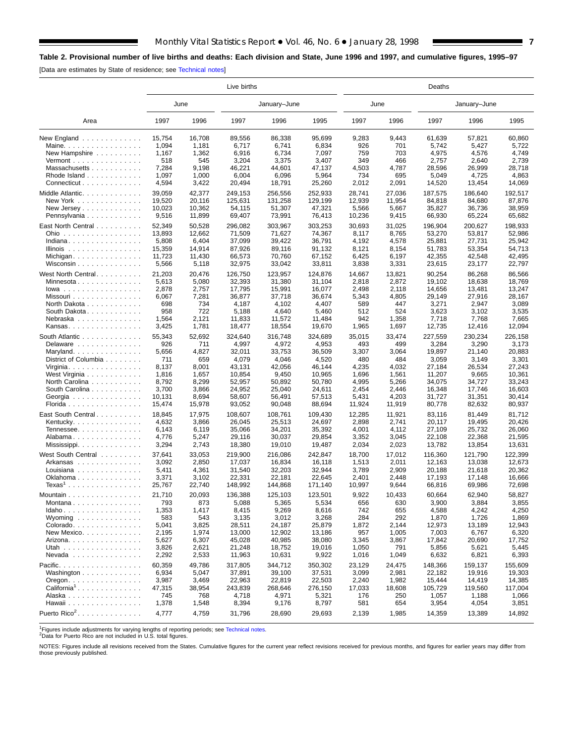## Table 2. Provisional number of live births and deaths: Each division and State, June 1996 and 1997, and cumulative figures, 1995–97

[Data are estimates by State of residence; see Technical notes]

| Area | Live births | | | | | Deaths | | | | |
|---|---|---|---|---|---|---|---|---|---|---|
| | June | | January–June | | | June | | January–June | | |
| | 1997 | 1996 | 1997 | 1996 | 1995 | 1997 | 1996 | 1997 | 1996 | 1995 |
| New England | 15,754 | 16,708 | 89,556 | 86,338 | 95,699 | 9,283 | 9,443 | 61,639 | 57,821 | 60,860 |
| Maine | 1,094 | 1,181 | 6,717 | 6,741 | 6,834 | 926 | 701 | 5,742 | 5,427 | 5,722 |
| New Hampshire | 1,167 | 1,362 | 6,916 | 6,734 | 7,097 | 759 | 703 | 4,975 | 4,576 | 4,749 |
| Vermont | 518 | 545 | 3,204 | 3,375 | 3,407 | 349 | 466 | 2,757 | 2,640 | 2,739 |
| Massachusetts | 7,284 | 9,198 | 46,221 | 44,601 | 47,137 | 4,503 | 4,787 | 28,596 | 26,999 | 28,718 |
| Rhode Island | 1,097 | 1,000 | 6,004 | 6,096 | 5,964 | 734 | 695 | 5,049 | 4,725 | 4,863 |
| Connecticut | 4,594 | 3,422 | 20,494 | 18,791 | 25,260 | 2,012 | 2,091 | 14,520 | 13,454 | 14,069 |
| Middle Atlantic | 39,059 | 42,377 | 249,153 | 256,556 | 252,933 | 28,741 | 27,036 | 187,575 | 186,640 | 192,517 |
| New York | 19,520 | 20,116 | 125,631 | 131,258 | 129,199 | 12,939 | 11,954 | 84,818 | 84,680 | 87,876 |
| New Jersey | 10,023 | 10,362 | 54,115 | 51,307 | 47,321 | 5,566 | 5,667 | 35,827 | 36,736 | 38,959 |
| Pennsylvania | 9,516 | 11,899 | 69,407 | 73,991 | 76,413 | 10,236 | 9,415 | 66,930 | 65,224 | 65,682 |
| East North Central | 52,349 | 50,528 | 296,082 | 303,967 | 303,253 | 30,693 | 31,025 | 196,904 | 200,627 | 198,933 |
| Ohio | 13,893 | 12,662 | 71,509 | 71,627 | 74,367 | 8,117 | 8,765 | 53,270 | 53,817 | 52,986 |
| Indiana | 5,808 | 6,404 | 37,099 | 39,422 | 36,791 | 4,192 | 4,578 | 25,881 | 27,731 | 25,942 |
| Illinois | 15,359 | 14,914 | 87,926 | 89,116 | 91,132 | 8,121 | 8,154 | 51,783 | 53,354 | 54,713 |
| Michigan | 11,723 | 11,430 | 66,573 | 70,760 | 67,152 | 6,425 | 6,197 | 42,355 | 42,548 | 42,495 |
| Wisconsin | 5,566 | 5,118 | 32,975 | 33,042 | 33,811 | 3,838 | 3,331 | 23,615 | 23,177 | 22,797 |
| West North Central | 21,203 | 20,476 | 126,750 | 123,957 | 124,876 | 14,667 | 13,821 | 90,254 | 86,268 | 86,566 |
| Minnesota | 5,613 | 5,080 | 32,393 | 31,380 | 31,104 | 2,818 | 2,872 | 19,102 | 18,638 | 18,769 |
| Iowa | 2,878 | 2,757 | 17,795 | 15,991 | 16,077 | 2,498 | 2,118 | 14,656 | 13,481 | 13,247 |
| Missouri | 6,067 | 7,281 | 36,877 | 37,718 | 36,674 | 5,343 | 4,805 | 29,149 | 27,916 | 28,167 |
| North Dakota | 698 | 734 | 4,187 | 4,102 | 4,407 | 589 | 447 | 3,271 | 2,947 | 3,089 |
| South Dakota | 958 | 722 | 5,188 | 4,640 | 5,460 | 512 | 524 | 3,623 | 3,102 | 3,535 |
| Nebraska | 1,564 | 2,121 | 11,833 | 11,572 | 11,484 | 942 | 1,358 | 7,718 | 7,768 | 7,665 |
| Kansas | 3,425 | 1,781 | 18,477 | 18,554 | 19,670 | 1,965 | 1,697 | 12,735 | 12,416 | 12,094 |
| South Atlantic | 55,343 | 52,692 | 324,640 | 316,748 | 324,689 | 35,015 | 33,474 | 227,559 | 230,234 | 226,158 |
| Delaware | 926 | 711 | 4,997 | 4,972 | 4,953 | 493 | 499 | 3,284 | 3,290 | 3,173 |
| Maryland | 5,656 | 4,827 | 32,011 | 33,753 | 36,509 | 3,307 | 3,064 | 19,897 | 21,140 | 20,883 |
| District of Columbia | 711 | 659 | 4,079 | 4,046 | 4,520 | 480 | 484 | 3,059 | 3,149 | 3,301 |
| Virginia | 8,137 | 8,001 | 43,131 | 42,056 | 46,144 | 4,235 | 4,032 | 27,184 | 26,534 | 27,243 |
| West Virginia | 1,816 | 1,657 | 10,854 | 9,450 | 10,965 | 1,696 | 1,561 | 11,207 | 9,665 | 10,361 |
| North Carolina | 8,792 | 8,299 | 52,957 | 50,892 | 50,780 | 4,995 | 5,266 | 34,075 | 34,727 | 33,243 |
| South Carolina | 3,700 | 3,866 | 24,952 | 25,040 | 24,611 | 2,454 | 2,446 | 16,348 | 17,746 | 16,603 |
| Georgia | 10,131 | 8,694 | 58,607 | 56,491 | 57,513 | 5,431 | 4,203 | 31,727 | 31,351 | 30,414 |
| Florida | 15,474 | 15,978 | 93,052 | 90,048 | 88,694 | 11,924 | 11,919 | 80,778 | 82,632 | 80,937 |
| East South Central | 18,845 | 17,975 | 108,607 | 108,761 | 109,430 | 12,285 | 11,921 | 83,116 | 81,449 | 81,712 |
| Kentucky | 4,632 | 3,866 | 26,045 | 25,513 | 24,697 | 2,898 | 2,741 | 20,117 | 19,495 | 20,426 |
| Tennessee | 6,143 | 6,119 | 35,066 | 34,201 | 35,392 | 4,001 | 4,112 | 27,109 | 25,732 | 26,060 |
| Alabama | 4,776 | 5,247 | 29,116 | 30,037 | 29,854 | 3,352 | 3,045 | 22,108 | 22,368 | 21,595 |
| Mississippi | 3,294 | 2,743 | 18,380 | 19,010 | 19,487 | 2,034 | 2,023 | 13,782 | 13,854 | 13,631 |
| West South Central | 37,641 | 33,053 | 219,900 | 216,086 | 242,847 | 18,700 | 17,012 | 116,360 | 121,790 | 122,399 |
| Arkansas | 3,092 | 2,850 | 17,037 | 16,834 | 16,118 | 1,513 | 2,011 | 12,163 | 13,038 | 12,673 |
| Louisiana | 5,411 | 4,361 | 31,540 | 32,203 | 32,944 | 3,789 | 2,909 | 20,188 | 21,618 | 20,362 |
| Oklahoma | 3,371 | 3,102 | 22,331 | 22,181 | 22,645 | 2,401 | 2,448 | 17,193 | 17,148 | 16,666 |
| Texas[1] | 25,767 | 22,740 | 148,992 | 144,868 | 171,140 | 10,997 | 9,644 | 66,816 | 69,986 | 72,698 |
| Mountain | 21,710 | 20,093 | 136,388 | 125,103 | 123,501 | 9,922 | 10,433 | 60,664 | 62,940 | 58,827 |
| Montana | 793 | 873 | 5,088 | 5,365 | 5,534 | 656 | 630 | 3,900 | 3,884 | 3,855 |
| Idaho | 1,353 | 1,417 | 8,415 | 9,269 | 8,616 | 742 | 655 | 4,588 | 4,242 | 4,250 |
| Wyoming | 583 | 543 | 3,135 | 3,012 | 3,268 | 284 | 292 | 1,870 | 1,726 | 1,869 |
| Colorado | 5,041 | 3,825 | 28,511 | 24,187 | 25,879 | 1,872 | 2,144 | 12,973 | 13,189 | 12,943 |
| New Mexico | 2,195 | 1,974 | 13,000 | 12,902 | 13,186 | 957 | 1,005 | 7,003 | 6,767 | 6,320 |
| Arizona | 5,627 | 6,307 | 45,028 | 40,985 | 38,080 | 3,345 | 3,867 | 17,842 | 20,690 | 17,752 |
| Utah | 3,826 | 2,621 | 21,248 | 18,752 | 19,016 | 1,050 | 791 | 5,856 | 5,621 | 5,445 |
| Nevada | 2,292 | 2,533 | 11,963 | 10,631 | 9,922 | 1,016 | 1,049 | 6,632 | 6,821 | 6,393 |
| Pacific | 60,359 | 49,786 | 317,805 | 344,712 | 350,302 | 23,129 | 24,475 | 148,366 | 159,137 | 155,609 |
| Washington | 6,934 | 5,047 | 37,891 | 39,100 | 37,531 | 3,099 | 2,981 | 22,182 | 19,916 | 19,303 |
| Oregon | 3,987 | 3,469 | 22,963 | 22,819 | 22,503 | 2,240 | 1,982 | 15,444 | 14,419 | 14,385 |
| California[1] | 47,315 | 38,954 | 243,839 | 268,646 | 276,150 | 17,033 | 18,608 | 105,729 | 119,560 | 117,004 |
| Alaska | 745 | 768 | 4,718 | 4,971 | 5,321 | 176 | 250 | 1,057 | 1,188 | 1,066 |
| Hawaii | 1,378 | 1,548 | 8,394 | 9,176 | 8,797 | 581 | 654 | 3,954 | 4,054 | 3,851 |
| Puerto Rico[2] | 4,777 | 4,759 | 31,796 | 28,690 | 29,693 | 2,139 | 1,985 | 14,359 | 13,389 | 14,892 |

[1]Figures include adjustments for varying lengths of reporting periods; see Technical notes.
[2]Data for Puerto Rico are not included in U.S. total figures.

NOTES: Figures include all revisions received from the States. Cumulative figures for the current year reflect revisions received for previous months, and figures for earlier years may differ from those previously published.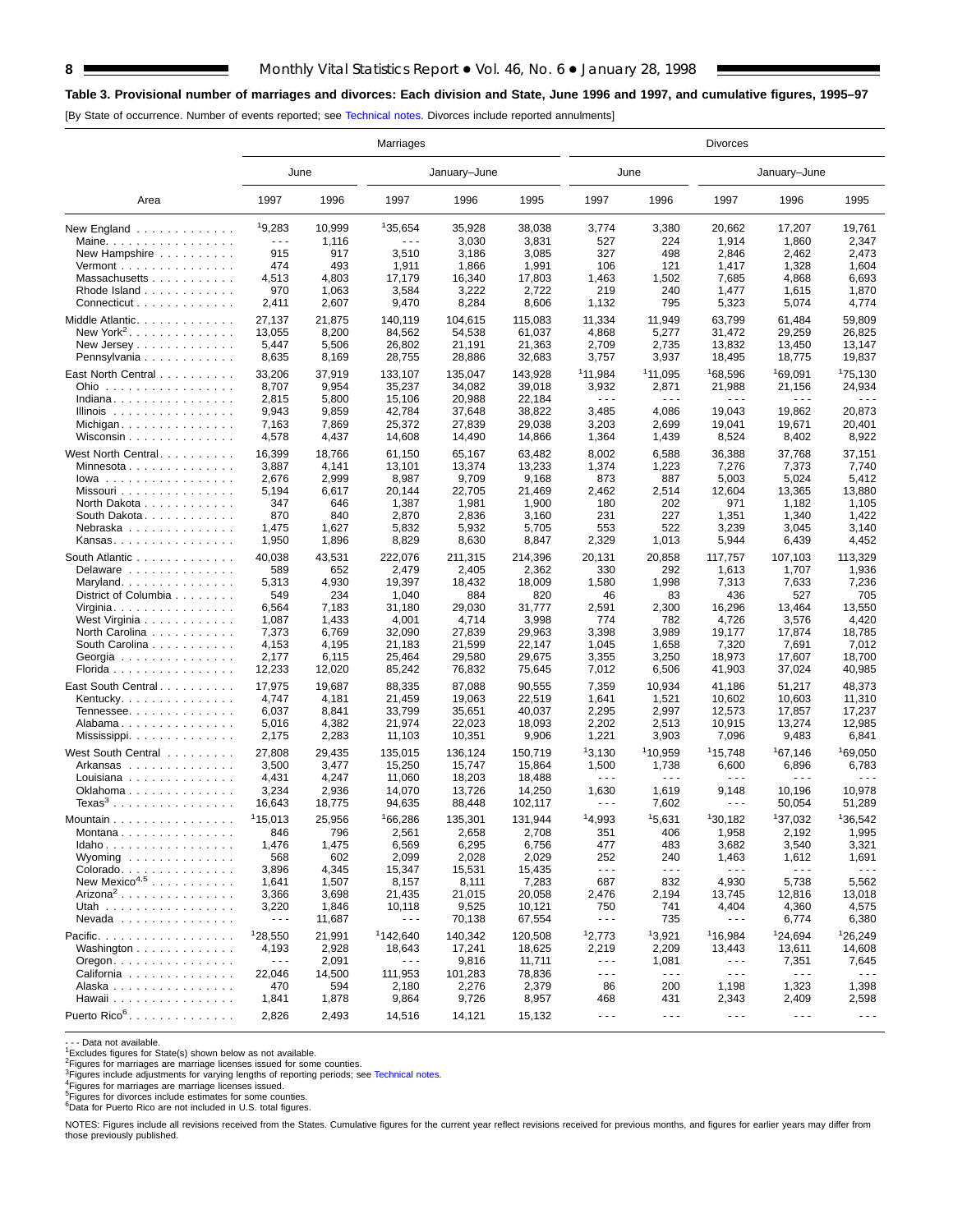**Table 3. Provisional number of marriages and divorces: Each division and State, June 1996 and 1997, and cumulative figures, 1995–97**

[By State of occurrence. Number of events reported; see Technical notes. Divorces include reported annulments]

| Area | Marriages | | | | | Divorces | | | | |
|---|---|---|---|---|---|---|---|---|---|---|
| | June | | January–June | | | June | | January–June | | |
| | 1997 | 1996 | 1997 | 1996 | 1995 | 1997 | 1996 | 1997 | 1996 | 1995 |
| New England | [1]9,283 | 10,999 | [1]35,654 | 35,928 | 38,038 | 3,774 | 3,380 | 20,662 | 17,207 | 19,761 |
| Maine | - - - | 1,116 | - - - | 3,030 | 3,831 | 527 | 224 | 1,914 | 1,860 | 2,347 |
| New Hampshire | 915 | 917 | 3,510 | 3,186 | 3,085 | 327 | 498 | 2,846 | 2,462 | 2,473 |
| Vermont | 474 | 493 | 1,911 | 1,866 | 1,991 | 106 | 121 | 1,417 | 1,328 | 1,604 |
| Massachusetts | 4,513 | 4,803 | 17,179 | 16,340 | 17,803 | 1,463 | 1,502 | 7,685 | 4,868 | 6,693 |
| Rhode Island | 970 | 1,063 | 3,584 | 3,222 | 2,722 | 219 | 240 | 1,477 | 1,615 | 1,870 |
| Connecticut | 2,411 | 2,607 | 9,470 | 8,284 | 8,606 | 1,132 | 795 | 5,323 | 5,074 | 4,774 |
| Middle Atlantic | 27,137 | 21,875 | 140,119 | 104,615 | 115,083 | 11,334 | 11,949 | 63,799 | 61,484 | 59,809 |
| New York[2] | 13,055 | 8,200 | 84,562 | 54,538 | 61,037 | 4,868 | 5,277 | 31,472 | 29,259 | 26,825 |
| New Jersey | 5,447 | 5,506 | 26,802 | 21,191 | 21,363 | 2,709 | 2,735 | 13,832 | 13,450 | 13,147 |
| Pennsylvania | 8,635 | 8,169 | 28,755 | 28,886 | 32,683 | 3,757 | 3,937 | 18,495 | 18,775 | 19,837 |
| East North Central | 33,206 | 37,919 | 133,107 | 135,047 | 143,928 | [1]11,984 | [1]11,095 | [1]68,596 | [1]69,091 | [1]75,130 |
| Ohio | 8,707 | 9,954 | 35,237 | 34,082 | 39,018 | 3,932 | 2,871 | 21,988 | 21,156 | 24,934 |
| Indiana | 2,815 | 5,800 | 15,106 | 20,988 | 22,184 | - - - | - - - | - - - | - - - | - - - |
| Illinois | 9,943 | 9,859 | 42,784 | 37,648 | 38,822 | 3,485 | 4,086 | 19,043 | 19,862 | 20,873 |
| Michigan | 7,163 | 7,869 | 25,372 | 27,839 | 29,038 | 3,203 | 2,699 | 19,041 | 19,671 | 20,401 |
| Wisconsin | 4,578 | 4,437 | 14,608 | 14,490 | 14,866 | 1,364 | 1,439 | 8,524 | 8,402 | 8,922 |
| West North Central | 16,399 | 18,766 | 61,150 | 65,167 | 63,482 | 8,002 | 6,588 | 36,388 | 37,768 | 37,151 |
| Minnesota | 3,887 | 4,141 | 13,101 | 13,374 | 13,233 | 1,374 | 1,223 | 7,276 | 7,373 | 7,740 |
| Iowa | 2,676 | 2,999 | 8,987 | 9,709 | 9,168 | 873 | 887 | 5,003 | 5,024 | 5,412 |
| Missouri | 5,194 | 6,617 | 20,144 | 22,705 | 21,469 | 2,462 | 2,514 | 12,604 | 13,365 | 13,880 |
| North Dakota | 347 | 646 | 1,387 | 1,981 | 1,900 | 180 | 202 | 971 | 1,182 | 1,105 |
| South Dakota | 870 | 840 | 2,870 | 2,836 | 3,160 | 231 | 227 | 1,351 | 1,340 | 1,422 |
| Nebraska | 1,475 | 1,627 | 5,832 | 5,932 | 5,705 | 553 | 522 | 3,239 | 3,045 | 3,140 |
| Kansas | 1,950 | 1,896 | 8,829 | 8,630 | 8,847 | 2,329 | 1,013 | 5,944 | 6,439 | 4,452 |
| South Atlantic | 40,038 | 43,531 | 222,076 | 211,315 | 214,396 | 20,131 | 20,858 | 117,757 | 107,103 | 113,329 |
| Delaware | 589 | 652 | 2,479 | 2,405 | 2,362 | 330 | 292 | 1,613 | 1,707 | 1,936 |
| Maryland | 5,313 | 4,930 | 19,397 | 18,432 | 18,009 | 1,580 | 1,998 | 7,313 | 7,633 | 7,236 |
| District of Columbia | 549 | 234 | 1,040 | 884 | 820 | 46 | 83 | 436 | 527 | 705 |
| Virginia | 6,564 | 7,183 | 31,180 | 29,030 | 31,777 | 2,591 | 2,300 | 16,296 | 13,464 | 13,550 |
| West Virginia | 1,087 | 1,433 | 4,001 | 4,714 | 3,998 | 774 | 782 | 4,726 | 3,576 | 4,420 |
| North Carolina | 7,373 | 6,769 | 32,090 | 27,839 | 29,963 | 3,398 | 3,989 | 19,177 | 17,874 | 18,785 |
| South Carolina | 4,153 | 4,195 | 21,183 | 21,599 | 22,147 | 1,045 | 1,658 | 7,320 | 7,691 | 7,012 |
| Georgia | 2,177 | 6,115 | 25,464 | 29,580 | 29,675 | 3,355 | 3,250 | 18,973 | 17,607 | 18,700 |
| Florida | 12,233 | 12,020 | 85,242 | 76,832 | 75,645 | 7,012 | 6,506 | 41,903 | 37,024 | 40,985 |
| East South Central | 17,975 | 19,687 | 88,335 | 87,088 | 90,555 | 7,359 | 10,934 | 41,186 | 51,217 | 48,373 |
| Kentucky | 4,747 | 4,181 | 21,459 | 19,063 | 22,519 | 1,641 | 1,521 | 10,602 | 10,603 | 11,310 |
| Tennessee | 6,037 | 8,841 | 33,799 | 35,651 | 40,037 | 2,295 | 2,997 | 12,573 | 17,857 | 17,237 |
| Alabama | 5,016 | 4,382 | 21,974 | 22,023 | 18,093 | 2,202 | 2,513 | 10,915 | 13,274 | 12,985 |
| Mississippi | 2,175 | 2,283 | 11,103 | 10,351 | 9,906 | 1,221 | 3,903 | 7,096 | 9,483 | 6,841 |
| West South Central | 27,808 | 29,435 | 135,015 | 136,124 | 150,719 | [1]3,130 | [1]10,959 | [1]15,748 | [1]67,146 | [1]69,050 |
| Arkansas | 3,500 | 3,477 | 15,250 | 15,747 | 15,864 | 1,500 | 1,738 | 6,600 | 6,896 | 6,783 |
| Louisiana | 4,431 | 4,247 | 11,060 | 18,203 | 18,488 | - - - | - - - | - - - | - - - | - - - |
| Oklahoma | 3,234 | 2,936 | 14,070 | 13,726 | 14,250 | 1,630 | 1,619 | 9,148 | 10,196 | 10,978 |
| Texas[3] | 16,643 | 18,775 | 94,635 | 88,448 | 102,117 | - - - | 7,602 | - - - | 50,054 | 51,289 |
| Mountain | [1]15,013 | 25,956 | [1]66,286 | 135,301 | 131,944 | [1]4,993 | [1]5,631 | [1]30,182 | [1]37,032 | [1]36,542 |
| Montana | 846 | 796 | 2,561 | 2,658 | 2,708 | 351 | 406 | 1,958 | 2,192 | 1,995 |
| Idaho | 1,476 | 1,475 | 6,569 | 6,295 | 6,756 | 477 | 483 | 3,682 | 3,540 | 3,321 |
| Wyoming | 568 | 602 | 2,099 | 2,028 | 2,029 | 252 | 240 | 1,463 | 1,612 | 1,691 |
| Colorado | 3,896 | 4,345 | 15,347 | 15,531 | 15,435 | - - - | - - - | - - - | - - - | - - - |
| New Mexico[4,5] | 1,641 | 1,507 | 8,157 | 8,111 | 7,283 | 687 | 832 | 4,930 | 5,738 | 5,562 |
| Arizona[2] | 3,366 | 3,698 | 21,435 | 21,015 | 20,058 | 2,476 | 2,194 | 13,745 | 12,816 | 13,018 |
| Utah | 3,220 | 1,846 | 10,118 | 9,525 | 10,121 | 750 | 741 | 4,404 | 4,360 | 4,575 |
| Nevada | - - - | 11,687 | - - - | 70,138 | 67,554 | - - - | 735 | - - - | 6,774 | 6,380 |
| Pacific | [1]28,550 | 21,991 | [1]142,640 | 140,342 | 120,508 | [1]2,773 | [1]3,921 | [1]16,984 | [1]24,694 | [1]26,249 |
| Washington | 4,193 | 2,928 | 18,643 | 17,241 | 18,625 | 2,219 | 2,209 | 13,443 | 13,611 | 14,608 |
| Oregon | - - - | 2,091 | - - - | 9,816 | 11,711 | - - - | 1,081 | - - - | 7,351 | 7,645 |
| California | 22,046 | 14,500 | 111,953 | 101,283 | 78,836 | - - - | - - - | - - - | - - - | - - - |
| Alaska | 470 | 594 | 2,180 | 2,276 | 2,379 | 86 | 200 | 1,198 | 1,323 | 1,398 |
| Hawaii | 1,841 | 1,878 | 9,864 | 9,726 | 8,957 | 468 | 431 | 2,343 | 2,409 | 2,598 |
| Puerto Rico[6] | 2,826 | 2,493 | 14,516 | 14,121 | 15,132 | - - - | - - - | - - - | - - - | - - - |

- - - Data not available.
[1]Excludes figures for State(s) shown below as not available.
[2]Figures for marriages are marriage licenses issued for some counties.
[3]Figures include adjustments for varying lengths of reporting periods; see Technical notes.
[4]Figures for marriages are marriage licenses issued.
[5]Figures for divorces include estimates for some counties.
[6]Data for Puerto Rico are not included in U.S. total figures.

NOTES: Figures include all revisions received from the States. Cumulative figures for the current year reflect revisions received for previous months, and figures for earlier years may differ from those previously published.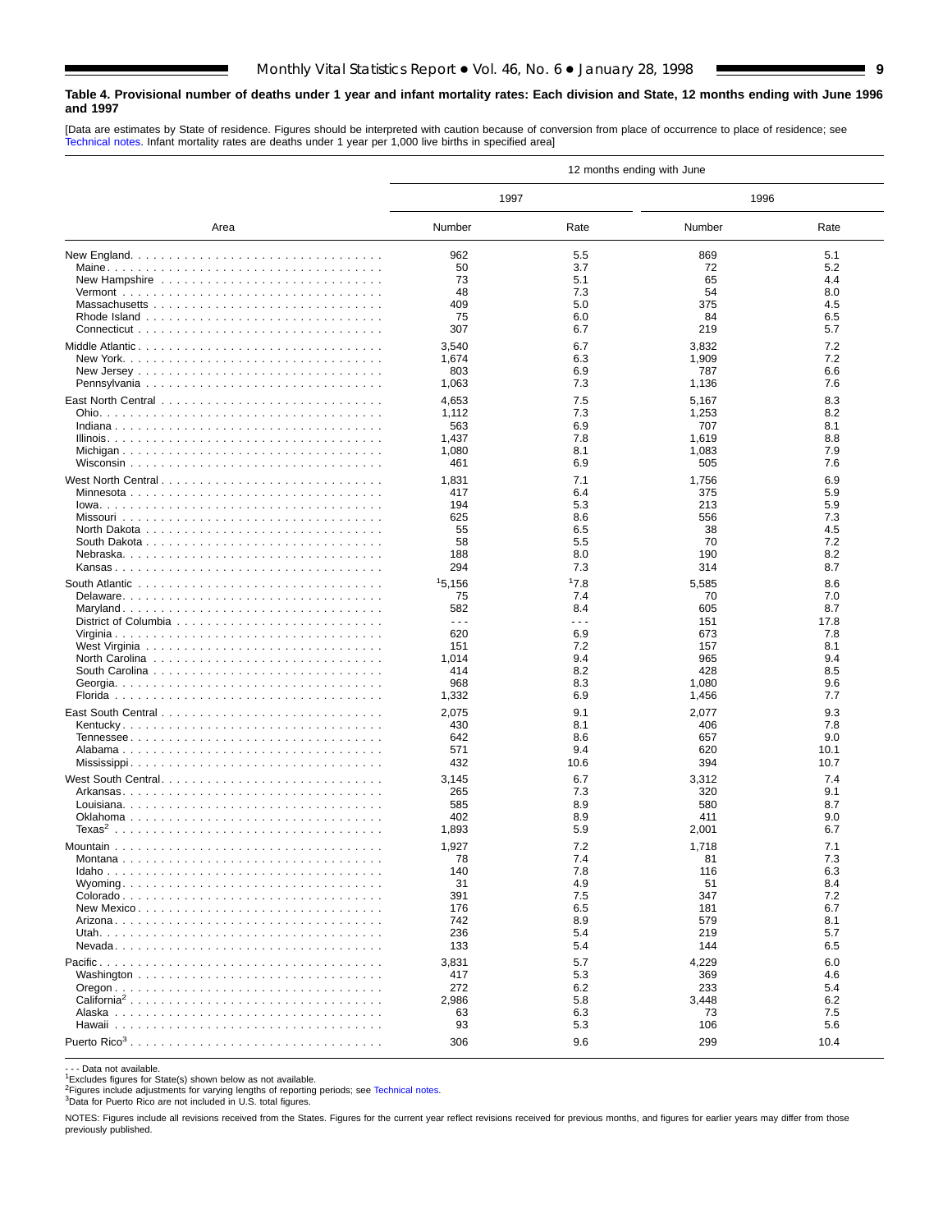**Table 4. Provisional number of deaths under 1 year and infant mortality rates: Each division and State, 12 months ending with June 1996 and 1997**

[Data are estimates by State of residence. Figures should be interpreted with caution because of conversion from place of occurrence to place of residence; see Technical notes. Infant mortality rates are deaths under 1 year per 1,000 live births in specified area]

| Area | 12 months ending with June | | | |
|---|---|---|---|---|
| | 1997 | | 1996 | |
| | Number | Rate | Number | Rate |
| New England | 962 | 5.5 | 869 | 5.1 |
| Maine | 50 | 3.7 | 72 | 5.2 |
| New Hampshire | 73 | 5.1 | 65 | 4.4 |
| Vermont | 48 | 7.3 | 54 | 8.0 |
| Massachusetts | 409 | 5.0 | 375 | 4.5 |
| Rhode Island | 75 | 6.0 | 84 | 6.5 |
| Connecticut | 307 | 6.7 | 219 | 5.7 |
| Middle Atlantic | 3,540 | 6.7 | 3,832 | 7.2 |
| New York | 1,674 | 6.3 | 1,909 | 7.2 |
| New Jersey | 803 | 6.9 | 787 | 6.6 |
| Pennsylvania | 1,063 | 7.3 | 1,136 | 7.6 |
| East North Central | 4,653 | 7.5 | 5,167 | 8.3 |
| Ohio | 1,112 | 7.3 | 1,253 | 8.2 |
| Indiana | 563 | 6.9 | 707 | 8.1 |
| Illinois | 1,437 | 7.8 | 1,619 | 8.8 |
| Michigan | 1,080 | 8.1 | 1,083 | 7.9 |
| Wisconsin | 461 | 6.9 | 505 | 7.6 |
| West North Central | 1,831 | 7.1 | 1,756 | 6.9 |
| Minnesota | 417 | 6.4 | 375 | 5.9 |
| Iowa | 194 | 5.3 | 213 | 5.9 |
| Missouri | 625 | 8.6 | 556 | 7.3 |
| North Dakota | 55 | 6.5 | 38 | 4.5 |
| South Dakota | 58 | 5.5 | 70 | 7.2 |
| Nebraska | 188 | 8.0 | 190 | 8.2 |
| Kansas | 294 | 7.3 | 314 | 8.7 |
| South Atlantic | [1]5,156 | [1]7.8 | 5,585 | 8.6 |
| Delaware | 75 | 7.4 | 70 | 7.0 |
| Maryland | 582 | 8.4 | 605 | 8.7 |
| District of Columbia | - - - | - - - | 151 | 17.8 |
| Virginia | 620 | 6.9 | 673 | 7.8 |
| West Virginia | 151 | 7.2 | 157 | 8.1 |
| North Carolina | 1,014 | 9.4 | 965 | 9.4 |
| South Carolina | 414 | 8.2 | 428 | 8.5 |
| Georgia | 968 | 8.3 | 1,080 | 9.6 |
| Florida | 1,332 | 6.9 | 1,456 | 7.7 |
| East South Central | 2,075 | 9.1 | 2,077 | 9.3 |
| Kentucky | 430 | 8.1 | 406 | 7.8 |
| Tennessee | 642 | 8.6 | 657 | 9.0 |
| Alabama | 571 | 9.4 | 620 | 10.1 |
| Mississippi | 432 | 10.6 | 394 | 10.7 |
| West South Central | 3,145 | 6.7 | 3,312 | 7.4 |
| Arkansas | 265 | 7.3 | 320 | 9.1 |
| Louisiana | 585 | 8.9 | 580 | 8.7 |
| Oklahoma | 402 | 8.9 | 411 | 9.0 |
| Texas[2] | 1,893 | 5.9 | 2,001 | 6.7 |
| Mountain | 1,927 | 7.2 | 1,718 | 7.1 |
| Montana | 78 | 7.4 | 81 | 7.3 |
| Idaho | 140 | 7.8 | 116 | 6.3 |
| Wyoming | 31 | 4.9 | 51 | 8.4 |
| Colorado | 391 | 7.5 | 347 | 7.2 |
| New Mexico | 176 | 6.5 | 181 | 6.7 |
| Arizona | 742 | 8.9 | 579 | 8.1 |
| Utah | 236 | 5.4 | 219 | 5.7 |
| Nevada | 133 | 5.4 | 144 | 6.5 |
| Pacific | 3,831 | 5.7 | 4,229 | 6.0 |
| Washington | 417 | 5.3 | 369 | 4.6 |
| Oregon | 272 | 6.2 | 233 | 5.4 |
| California[2] | 2,986 | 5.8 | 3,448 | 6.2 |
| Alaska | 63 | 6.3 | 73 | 7.5 |
| Hawaii | 93 | 5.3 | 106 | 5.6 |
| Puerto Rico[3] | 306 | 9.6 | 299 | 10.4 |

- - - Data not available.
[1]Excludes figures for State(s) shown below as not available.
[2]Figures include adjustments for varying lengths of reporting periods; see Technical notes.
[3]Data for Puerto Rico are not included in U.S. total figures.

NOTES: Figures include all revisions received from the States. Figures for the current year reflect revisions received for previous months, and figures for earlier years may differ from those previously published.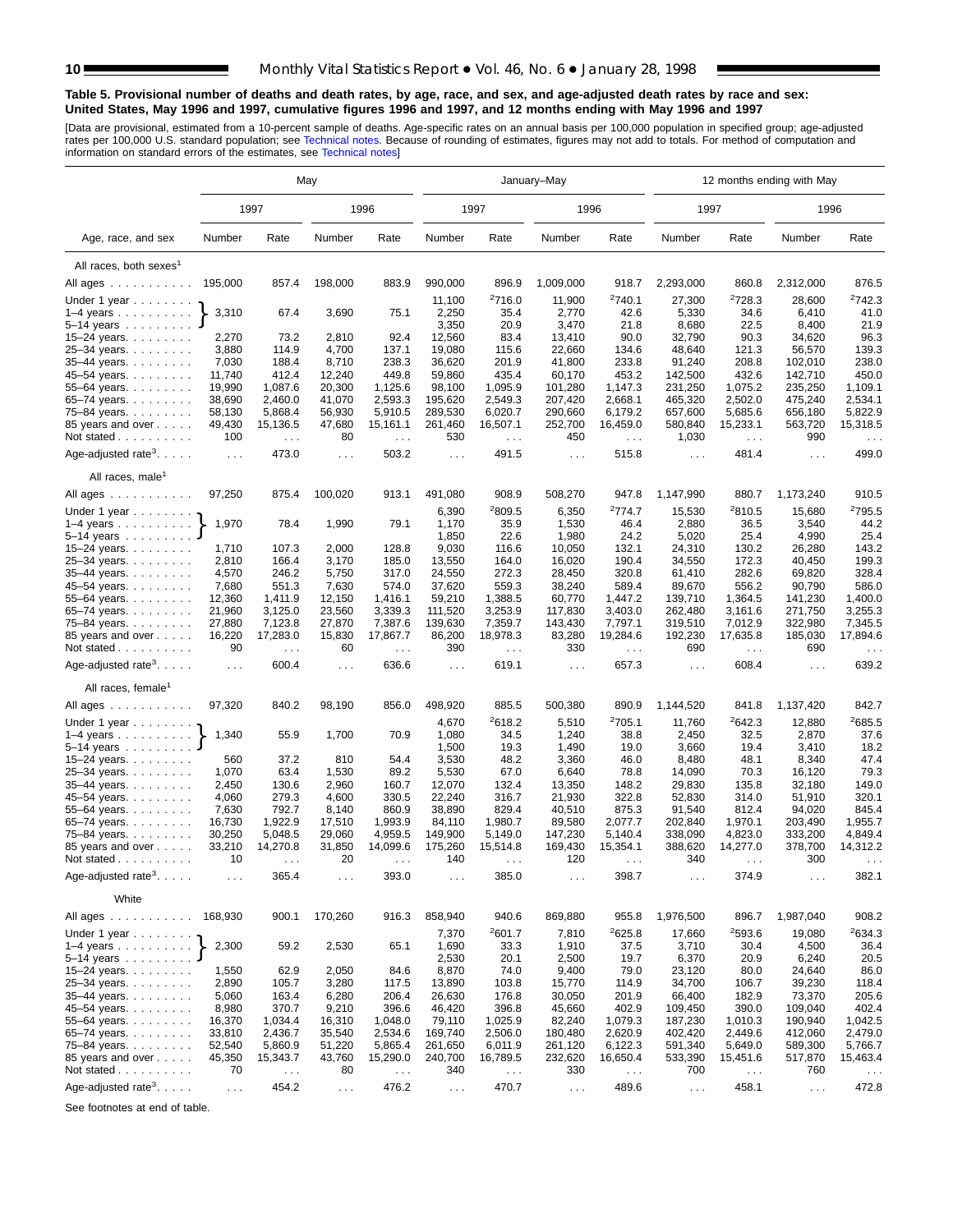**Table 5. Provisional number of deaths and death rates, by age, race, and sex, and age-adjusted death rates by race and sex: United States, May 1996 and 1997, cumulative figures 1996 and 1997, and 12 months ending with May 1996 and 1997**

[Data are provisional, estimated from a 10-percent sample of deaths. Age-specific rates on an annual basis per 100,000 population in specified group; age-adjusted rates per 100,000 U.S. standard population; see Technical notes. Because of rounding of estimates, figures may not add to totals. For method of computation and information on standard errors of the estimates, see Technical notes]

| Age, race, and sex | May | | | | January–May | | | | 12 months ending with May | | | |
|---|---|---|---|---|---|---|---|---|---|---|---|---|
| | 1997 | | 1996 | | 1997 | | 1996 | | 1997 | | 1996 | |
| | Number | Rate | Number | Rate | Number | Rate | Number | Rate | Number | Rate | Number | Rate |
| **All races, both sexes[1]** | | | | | | | | | | | | |
| All ages | 195,000 | 857.4 | 198,000 | 883.9 | 990,000 | 896.9 | 1,009,000 | 918.7 | 2,293,000 | 860.8 | 2,312,000 | 876.5 |
| Under 1 year | 3,310 | 67.4 | 3,690 | 75.1 | 11,100 | [2]716.0 | 11,900 | [2]740.1 | 27,300 | [2]728.3 | 28,600 | [2]742.3 |
| 1–4 years | | | | | 2,250 | 35.4 | 2,770 | 42.6 | 5,330 | 34.6 | 6,410 | 41.0 |
| 5–14 years | | | | | 3,350 | 20.9 | 3,470 | 21.8 | 8,680 | 22.5 | 8,400 | 21.9 |
| 15–24 years | 2,270 | 73.2 | 2,810 | 92.4 | 12,560 | 83.4 | 13,410 | 90.0 | 32,790 | 90.3 | 34,620 | 96.3 |
| 25–34 years | 3,880 | 114.9 | 4,700 | 137.1 | 19,080 | 115.6 | 22,660 | 134.6 | 48,640 | 121.3 | 56,570 | 139.3 |
| 35–44 years | 7,030 | 188.4 | 8,710 | 238.3 | 36,620 | 201.9 | 41,800 | 233.8 | 91,240 | 208.8 | 102,010 | 238.0 |
| 45–54 years | 11,740 | 412.4 | 12,240 | 449.8 | 59,860 | 435.4 | 60,170 | 453.2 | 142,500 | 432.6 | 142,710 | 450.0 |
| 55–64 years | 19,990 | 1,087.6 | 20,300 | 1,125.6 | 98,100 | 1,095.9 | 101,280 | 1,147.3 | 231,250 | 1,075.2 | 235,250 | 1,109.1 |
| 65–74 years | 38,690 | 2,460.0 | 41,070 | 2,593.3 | 195,620 | 2,549.3 | 207,420 | 2,668.1 | 465,320 | 2,502.0 | 475,240 | 2,534.1 |
| 75–84 years | 58,130 | 5,868.4 | 56,930 | 5,910.5 | 289,530 | 6,020.7 | 290,660 | 6,179.2 | 657,600 | 5,685.6 | 656,180 | 5,822.9 |
| 85 years and over | 49,430 | 15,136.5 | 47,680 | 15,161.1 | 261,460 | 16,507.1 | 252,700 | 16,459.0 | 580,840 | 15,233.1 | 563,720 | 15,318.5 |
| Not stated | 100 | . . . | 80 | . . . | 530 | . . . | 450 | . . . | 1,030 | . . . | 990 | . . . |
| Age-adjusted rate[3] | . . . | 473.0 | . . . | 503.2 | . . . | 491.5 | . . . | 515.8 | . . . | 481.4 | . . . | 499.0 |
| **All races, male[1]** | | | | | | | | | | | | |
| All ages | 97,250 | 875.4 | 100,020 | 913.1 | 491,080 | 908.9 | 508,270 | 947.8 | 1,147,990 | 880.7 | 1,173,240 | 910.5 |
| Under 1 year | 1,970 | 78.4 | 1,990 | 79.1 | 6,390 | [2]809.5 | 6,350 | [2]774.7 | 15,530 | [2]810.5 | 15,680 | [2]795.5 |
| 1–4 years | | | | | 1,170 | 35.9 | 1,530 | 46.4 | 2,880 | 36.5 | 3,540 | 44.2 |
| 5–14 years | | | | | 1,850 | 22.6 | 1,980 | 24.2 | 5,020 | 25.4 | 4,990 | 25.4 |
| 15–24 years | 1,710 | 107.3 | 2,000 | 128.8 | 9,030 | 116.6 | 10,050 | 132.1 | 24,310 | 130.2 | 26,280 | 143.2 |
| 25–34 years | 2,810 | 166.4 | 3,170 | 185.0 | 13,550 | 164.0 | 16,020 | 190.4 | 34,550 | 172.3 | 40,450 | 199.3 |
| 35–44 years | 4,570 | 246.2 | 5,750 | 317.0 | 24,550 | 272.3 | 28,450 | 320.8 | 61,410 | 282.6 | 69,820 | 328.4 |
| 45–54 years | 7,680 | 551.3 | 7,630 | 574.0 | 37,620 | 559.3 | 38,240 | 589.4 | 89,670 | 556.2 | 90,790 | 586.0 |
| 55–64 years | 12,360 | 1,411.9 | 12,150 | 1,416.1 | 59,210 | 1,388.5 | 60,770 | 1,447.2 | 139,710 | 1,364.5 | 141,230 | 1,400.0 |
| 65–74 years | 21,960 | 3,125.0 | 23,560 | 3,339.3 | 111,520 | 3,253.9 | 117,830 | 3,403.0 | 262,480 | 3,161.6 | 271,750 | 3,255.3 |
| 75–84 years | 27,880 | 7,123.8 | 27,870 | 7,387.6 | 139,630 | 7,359.7 | 143,430 | 7,797.1 | 319,510 | 7,012.9 | 322,980 | 7,345.5 |
| 85 years and over | 16,220 | 17,283.0 | 15,830 | 17,867.7 | 86,200 | 18,978.3 | 83,280 | 19,284.6 | 192,230 | 17,635.8 | 185,030 | 17,894.6 |
| Not stated | 90 | . . . | 60 | . . . | 390 | . . . | 330 | . . . | 690 | . . . | 690 | . . . |
| Age-adjusted rate[3] | . . . | 600.4 | . . . | 636.6 | . . . | 619.1 | . . . | 657.3 | . . . | 608.4 | . . . | 639.2 |
| **All races, female[1]** | | | | | | | | | | | | |
| All ages | 97,320 | 840.2 | 98,190 | 856.0 | 498,920 | 885.5 | 500,380 | 890.9 | 1,144,520 | 841.8 | 1,137,420 | 842.7 |
| Under 1 year | 1,340 | 55.9 | 1,700 | 70.9 | 4,670 | [2]618.2 | 5,510 | [2]705.1 | 11,760 | [2]642.3 | 12,880 | [2]685.5 |
| 1–4 years | | | | | 1,080 | 34.5 | 1,240 | 38.8 | 2,450 | 32.5 | 2,870 | 37.6 |
| 5–14 years | | | | | 1,500 | 19.3 | 1,490 | 19.0 | 3,660 | 19.4 | 3,410 | 18.2 |
| 15–24 years | 560 | 37.2 | 810 | 54.4 | 3,530 | 48.2 | 3,360 | 46.0 | 8,480 | 48.1 | 8,340 | 47.4 |
| 25–34 years | 1,070 | 63.4 | 1,530 | 89.2 | 5,530 | 67.0 | 6,640 | 78.8 | 14,090 | 70.3 | 16,120 | 79.3 |
| 35–44 years | 2,450 | 130.6 | 2,960 | 160.7 | 12,070 | 132.4 | 13,350 | 148.2 | 29,830 | 135.8 | 32,180 | 149.0 |
| 45–54 years | 4,060 | 279.3 | 4,600 | 330.5 | 22,240 | 316.7 | 21,930 | 322.8 | 52,830 | 314.0 | 51,910 | 320.1 |
| 55–64 years | 7,630 | 792.7 | 8,140 | 860.9 | 38,890 | 829.4 | 40,510 | 875.3 | 91,540 | 812.4 | 94,020 | 845.4 |
| 65–74 years | 16,730 | 1,922.9 | 17,510 | 1,993.9 | 84,110 | 1,980.7 | 89,580 | 2,077.7 | 202,840 | 1,970.1 | 203,490 | 1,955.7 |
| 75–84 years | 30,250 | 5,048.5 | 29,060 | 4,959.5 | 149,900 | 5,149.0 | 147,230 | 5,140.4 | 338,090 | 4,823.0 | 333,200 | 4,849.4 |
| 85 years and over | 33,210 | 14,270.8 | 31,850 | 14,099.6 | 175,260 | 15,514.8 | 169,430 | 15,354.1 | 388,620 | 14,277.0 | 378,700 | 14,312.2 |
| Not stated | 10 | . . . | 20 | . . . | 140 | . . . | 120 | . . . | 340 | . . . | 300 | . . . |
| Age-adjusted rate[3] | . . . | 365.4 | . . . | 393.0 | . . . | 385.0 | . . . | 398.7 | . . . | 374.9 | . . . | 382.1 |
| **White** | | | | | | | | | | | | |
| All ages | 168,930 | 900.1 | 170,260 | 916.3 | 858,940 | 940.6 | 869,880 | 955.8 | 1,976,500 | 896.7 | 1,987,040 | 908.2 |
| Under 1 year | 2,300 | 59.2 | 2,530 | 65.1 | 7,370 | [2]601.7 | 7,810 | [2]625.8 | 17,660 | [2]593.6 | 19,080 | [2]634.3 |
| 1–4 years | | | | | 1,690 | 33.3 | 1,910 | 37.5 | 3,710 | 30.4 | 4,500 | 36.4 |
| 5–14 years | | | | | 2,530 | 20.1 | 2,500 | 19.7 | 6,370 | 20.9 | 6,240 | 20.5 |
| 15–24 years | 1,550 | 62.9 | 2,050 | 84.6 | 8,870 | 74.0 | 9,400 | 79.0 | 23,120 | 80.0 | 24,640 | 86.0 |
| 25–34 years | 2,890 | 105.7 | 3,280 | 117.5 | 13,890 | 103.8 | 15,770 | 114.9 | 34,700 | 106.7 | 39,230 | 118.4 |
| 35–44 years | 5,060 | 163.4 | 6,280 | 206.4 | 26,630 | 176.8 | 30,050 | 201.9 | 66,400 | 182.9 | 73,370 | 205.6 |
| 45–54 years | 8,980 | 370.7 | 9,210 | 396.6 | 46,420 | 396.8 | 45,660 | 402.9 | 109,450 | 390.0 | 109,040 | 402.4 |
| 55–64 years | 16,370 | 1,034.4 | 16,310 | 1,048.0 | 79,110 | 1,025.9 | 82,240 | 1,079.3 | 187,230 | 1,010.3 | 190,940 | 1,042.5 |
| 65–74 years | 33,810 | 2,436.7 | 35,540 | 2,534.6 | 169,740 | 2,506.0 | 180,480 | 2,620.9 | 402,420 | 2,449.6 | 412,060 | 2,479.0 |
| 75–84 years | 52,540 | 5,860.9 | 51,220 | 5,865.4 | 261,650 | 6,011.9 | 261,120 | 6,122.3 | 591,340 | 5,649.0 | 589,300 | 5,766.7 |
| 85 years and over | 45,350 | 15,343.7 | 43,760 | 15,290.0 | 240,700 | 16,789.5 | 232,620 | 16,650.4 | 533,390 | 15,451.6 | 517,870 | 15,463.4 |
| Not stated | 70 | . . . | 80 | . . . | 340 | . . . | 330 | . . . | 700 | . . . | 760 | . . . |
| Age-adjusted rate[3] | . . . | 454.2 | . . . | 476.2 | . . . | 470.7 | . . . | 489.6 | . . . | 458.1 | . . . | 472.8 |

See footnotes at end of table.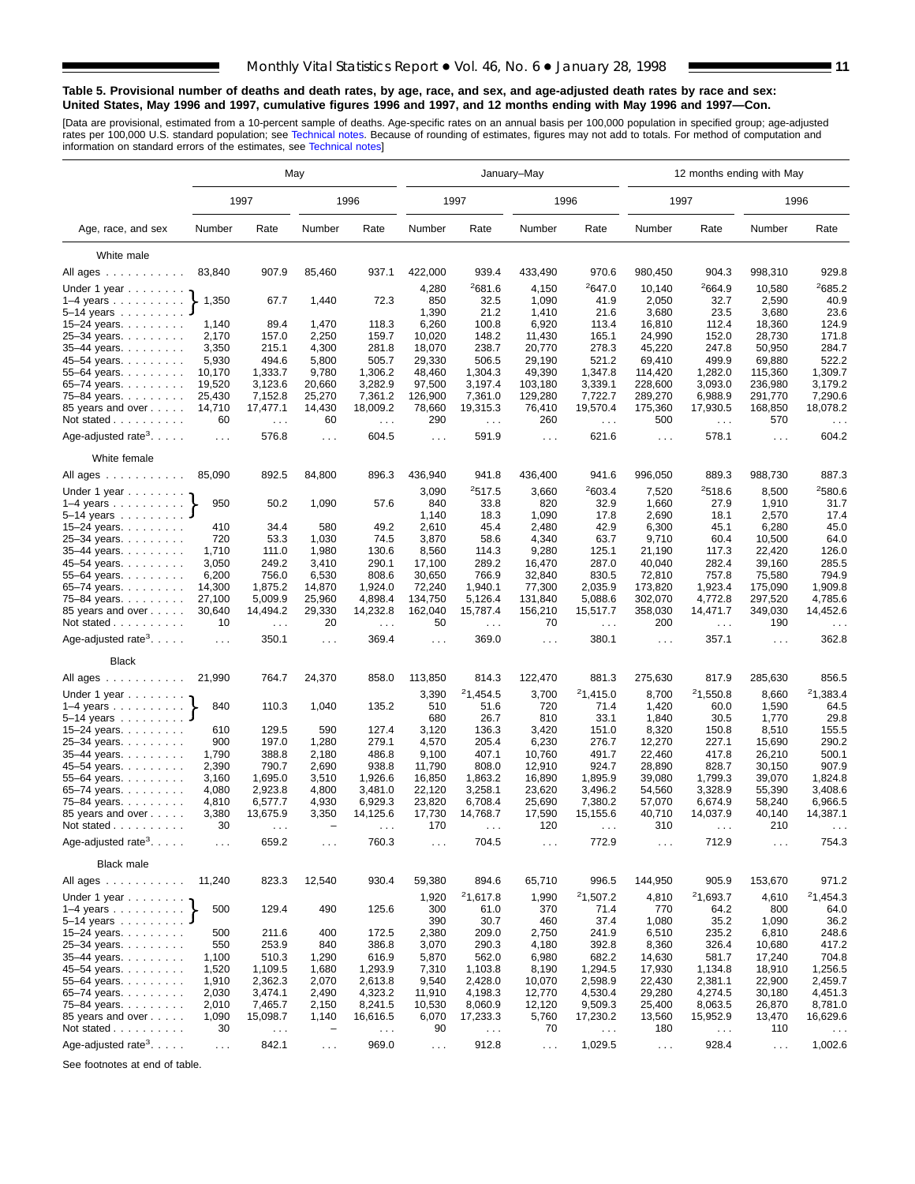**Table 5. Provisional number of deaths and death rates, by age, race, and sex, and age-adjusted death rates by race and sex: United States, May 1996 and 1997, cumulative figures 1996 and 1997, and 12 months ending with May 1996 and 1997—Con.**

[Data are provisional, estimated from a 10-percent sample of deaths. Age-specific rates on an annual basis per 100,000 population in specified group; age-adjusted rates per 100,000 U.S. standard population; see Technical notes. Because of rounding of estimates, figures may not add to totals. For method of computation and information on standard errors of the estimates, see Technical notes]

| Age, race, and sex | May | | | | January–May | | | | 12 months ending with May | | | |
|---|---|---|---|---|---|---|---|---|---|---|---|---|
| | 1997 | | 1996 | | 1997 | | 1996 | | 1997 | | 1996 | |
| | Number | Rate | Number | Rate | Number | Rate | Number | Rate | Number | Rate | Number | Rate |
| **White male** | | | | | | | | | | | | |
| All ages | 83,840 | 907.9 | 85,460 | 937.1 | 422,000 | 939.4 | 433,490 | 970.6 | 980,450 | 904.3 | 998,310 | 929.8 |
| Under 1 year | 1,350 | 67.7 | 1,440 | 72.3 | 4,280 | [2]681.6 | 4,150 | [2]647.0 | 10,140 | [2]664.9 | 10,580 | [2]685.2 |
| 1–4 years | | | | | 850 | 32.5 | 1,090 | 41.9 | 2,050 | 32.7 | 2,590 | 40.9 |
| 5–14 years | | | | | 1,390 | 21.2 | 1,410 | 21.6 | 3,680 | 23.5 | 3,680 | 23.6 |
| 15–24 years | 1,140 | 89.4 | 1,470 | 118.3 | 6,260 | 100.8 | 6,920 | 113.4 | 16,810 | 112.4 | 18,360 | 124.9 |
| 25–34 years | 2,170 | 157.0 | 2,250 | 159.7 | 10,020 | 148.2 | 11,430 | 165.1 | 24,990 | 152.0 | 28,730 | 171.8 |
| 35–44 years | 3,350 | 215.1 | 4,300 | 281.8 | 18,070 | 238.7 | 20,770 | 278.3 | 45,220 | 247.8 | 50,950 | 284.7 |
| 45–54 years | 5,930 | 494.6 | 5,800 | 505.7 | 29,330 | 506.5 | 29,190 | 521.2 | 69,410 | 499.9 | 69,880 | 522.2 |
| 55–64 years | 10,170 | 1,333.7 | 9,780 | 1,306.2 | 48,460 | 1,304.3 | 49,390 | 1,347.8 | 114,420 | 1,282.0 | 115,360 | 1,309.7 |
| 65–74 years | 19,520 | 3,123.6 | 20,660 | 3,282.9 | 97,500 | 3,197.4 | 103,180 | 3,339.1 | 228,600 | 3,093.0 | 236,980 | 3,179.2 |
| 75–84 years | 25,430 | 7,152.8 | 25,270 | 7,361.2 | 126,900 | 7,361.0 | 129,280 | 7,722.7 | 289,270 | 6,988.9 | 291,770 | 7,290.6 |
| 85 years and over | 14,710 | 17,477.1 | 14,430 | 18,009.2 | 78,660 | 19,315.3 | 76,410 | 19,570.4 | 175,360 | 17,930.5 | 168,850 | 18,078.2 |
| Not stated | 60 | . . . | 60 | . . . | 290 | . . . | 260 | . . . | 500 | . . . | 570 | . . . |
| Age-adjusted rate[3] | . . . | 576.8 | . . . | 604.5 | . . . | 591.9 | . . . | 621.6 | . . . | 578.1 | . . . | 604.2 |
| **White female** | | | | | | | | | | | | |
| All ages | 85,090 | 892.5 | 84,800 | 896.3 | 436,940 | 941.8 | 436,400 | 941.6 | 996,050 | 889.3 | 988,730 | 887.3 |
| Under 1 year | 950 | 50.2 | 1,090 | 57.6 | 3,090 | [2]517.5 | 3,660 | [2]603.4 | 7,520 | [2]518.6 | 8,500 | [2]580.6 |
| 1–4 years | | | | | 840 | 33.8 | 820 | 32.9 | 1,660 | 27.9 | 1,910 | 31.7 |
| 5–14 years | | | | | 1,140 | 18.3 | 1,090 | 17.8 | 2,690 | 18.1 | 2,570 | 17.4 |
| 15–24 years | 410 | 34.4 | 580 | 49.2 | 2,610 | 45.4 | 2,480 | 42.9 | 6,300 | 45.1 | 6,280 | 45.0 |
| 25–34 years | 720 | 53.3 | 1,030 | 74.5 | 3,870 | 58.6 | 4,340 | 63.7 | 9,710 | 60.4 | 10,500 | 64.0 |
| 35–44 years | 1,710 | 111.0 | 1,980 | 130.6 | 8,560 | 114.3 | 9,280 | 125.1 | 21,190 | 117.3 | 22,420 | 126.0 |
| 45–54 years | 3,050 | 249.2 | 3,410 | 290.1 | 17,100 | 289.2 | 16,470 | 287.0 | 40,040 | 282.4 | 39,160 | 285.5 |
| 55–64 years | 6,200 | 756.0 | 6,530 | 808.6 | 30,650 | 766.9 | 32,840 | 830.5 | 72,810 | 757.8 | 75,580 | 794.9 |
| 65–74 years | 14,300 | 1,875.2 | 14,870 | 1,924.0 | 72,240 | 1,940.1 | 77,300 | 2,035.9 | 173,820 | 1,923.4 | 175,090 | 1,909.8 |
| 75–84 years | 27,100 | 5,009.9 | 25,960 | 4,898.4 | 134,750 | 5,126.4 | 131,840 | 5,088.6 | 302,070 | 4,772.8 | 297,520 | 4,785.6 |
| 85 years and over | 30,640 | 14,494.2 | 29,330 | 14,232.8 | 162,040 | 15,787.4 | 156,210 | 15,517.7 | 358,030 | 14,471.7 | 349,030 | 14,452.6 |
| Not stated | 10 | . . . | 20 | . . . | 50 | . . . | 70 | . . . | 200 | . . . | 190 | . . . |
| Age-adjusted rate[3] | . . . | 350.1 | . . . | 369.4 | . . . | 369.0 | . . . | 380.1 | . . . | 357.1 | . . . | 362.8 |
| **Black** | | | | | | | | | | | | |
| All ages | 21,990 | 764.7 | 24,370 | 858.0 | 113,850 | 814.3 | 122,470 | 881.3 | 275,630 | 817.9 | 285,630 | 856.5 |
| Under 1 year | 840 | 110.3 | 1,040 | 135.2 | 3,390 | [2]1,454.5 | 3,700 | [2]1,415.0 | 8,700 | [2]1,550.8 | 8,660 | [2]1,383.4 |
| 1–4 years | | | | | 510 | 51.6 | 720 | 71.4 | 1,420 | 60.0 | 1,590 | 64.5 |
| 5–14 years | | | | | 680 | 26.7 | 810 | 33.1 | 1,840 | 30.5 | 1,770 | 29.8 |
| 15–24 years | 610 | 129.5 | 590 | 127.4 | 3,120 | 136.3 | 3,420 | 151.0 | 8,320 | 150.8 | 8,510 | 155.5 |
| 25–34 years | 900 | 197.0 | 1,280 | 279.1 | 4,570 | 205.4 | 6,230 | 276.7 | 12,270 | 227.1 | 15,690 | 290.2 |
| 35–44 years | 1,790 | 388.8 | 2,180 | 486.8 | 9,100 | 407.1 | 10,760 | 491.7 | 22,460 | 417.8 | 26,210 | 500.1 |
| 45–54 years | 2,390 | 790.7 | 2,690 | 938.8 | 11,790 | 808.0 | 12,910 | 924.7 | 28,890 | 828.7 | 30,150 | 907.9 |
| 55–64 years | 3,160 | 1,695.0 | 3,510 | 1,926.6 | 16,850 | 1,863.2 | 16,890 | 1,895.9 | 39,080 | 1,799.3 | 39,070 | 1,824.8 |
| 65–74 years | 4,080 | 2,923.8 | 4,800 | 3,481.0 | 22,120 | 3,258.1 | 23,620 | 3,496.2 | 54,560 | 3,328.9 | 55,390 | 3,408.6 |
| 75–84 years | 4,810 | 6,577.7 | 4,930 | 6,929.3 | 23,820 | 6,708.4 | 25,690 | 7,380.2 | 57,070 | 6,674.9 | 58,240 | 6,966.5 |
| 85 years and over | 3,380 | 13,675.9 | 3,350 | 14,125.6 | 17,730 | 14,768.7 | 17,590 | 15,155.6 | 40,710 | 14,037.9 | 40,140 | 14,387.1 |
| Not stated | 30 | . . . | – | . . . | 170 | . . . | 120 | . . . | 310 | . . . | 210 | . . . |
| Age-adjusted rate[3] | . . . | 659.2 | . . . | 760.3 | . . . | 704.5 | . . . | 772.9 | . . . | 712.9 | . . . | 754.3 |
| **Black male** | | | | | | | | | | | | |
| All ages | 11,240 | 823.3 | 12,540 | 930.4 | 59,380 | 894.6 | 65,710 | 996.5 | 144,950 | 905.9 | 153,670 | 971.2 |
| Under 1 year | 500 | 129.4 | 490 | 125.6 | 1,920 | [2]1,617.8 | 1,990 | [2]1,507.2 | 4,810 | [2]1,693.7 | 4,610 | [2]1,454.3 |
| 1–4 years | | | | | 300 | 61.0 | 370 | 71.4 | 770 | 64.2 | 800 | 64.0 |
| 5–14 years | | | | | 390 | 30.7 | 460 | 37.4 | 1,080 | 35.2 | 1,090 | 36.2 |
| 15–24 years | 500 | 211.6 | 400 | 172.5 | 2,380 | 209.0 | 2,750 | 241.9 | 6,510 | 235.2 | 6,810 | 248.6 |
| 25–34 years | 550 | 253.9 | 840 | 386.8 | 3,070 | 290.3 | 4,180 | 392.8 | 8,360 | 326.4 | 10,680 | 417.2 |
| 35–44 years | 1,100 | 510.3 | 1,290 | 616.9 | 5,870 | 562.0 | 6,980 | 682.2 | 14,630 | 581.7 | 17,240 | 704.8 |
| 45–54 years | 1,520 | 1,109.5 | 1,680 | 1,293.9 | 7,310 | 1,103.8 | 8,190 | 1,294.5 | 17,930 | 1,134.8 | 18,910 | 1,256.5 |
| 55–64 years | 1,910 | 2,362.3 | 2,070 | 2,613.8 | 9,540 | 2,428.0 | 10,070 | 2,598.9 | 22,430 | 2,381.1 | 22,900 | 2,459.7 |
| 65–74 years | 2,030 | 3,474.1 | 2,490 | 4,323.2 | 11,910 | 4,198.3 | 12,770 | 4,530.4 | 29,280 | 4,274.5 | 30,180 | 4,451.3 |
| 75–84 years | 2,010 | 7,465.7 | 2,150 | 8,241.5 | 10,530 | 8,060.9 | 12,120 | 9,509.3 | 25,400 | 8,063.5 | 26,870 | 8,781.0 |
| 85 years and over | 1,090 | 15,098.7 | 1,140 | 16,616.5 | 6,070 | 17,233.3 | 5,760 | 17,230.2 | 13,560 | 15,952.9 | 13,470 | 16,629.6 |
| Not stated | 30 | . . . | – | . . . | 90 | . . . | 70 | . . . | 180 | . . . | 110 | . . . |
| Age-adjusted rate[3] | . . . | 842.1 | . . . | 969.0 | . . . | 912.8 | . . . | 1,029.5 | . . . | 928.4 | . . . | 1,002.6 |

Note: In the May columns, the Under 1 year, 1–4 years, and 5–14 years rows are combined into a single figure.

See footnotes at end of table.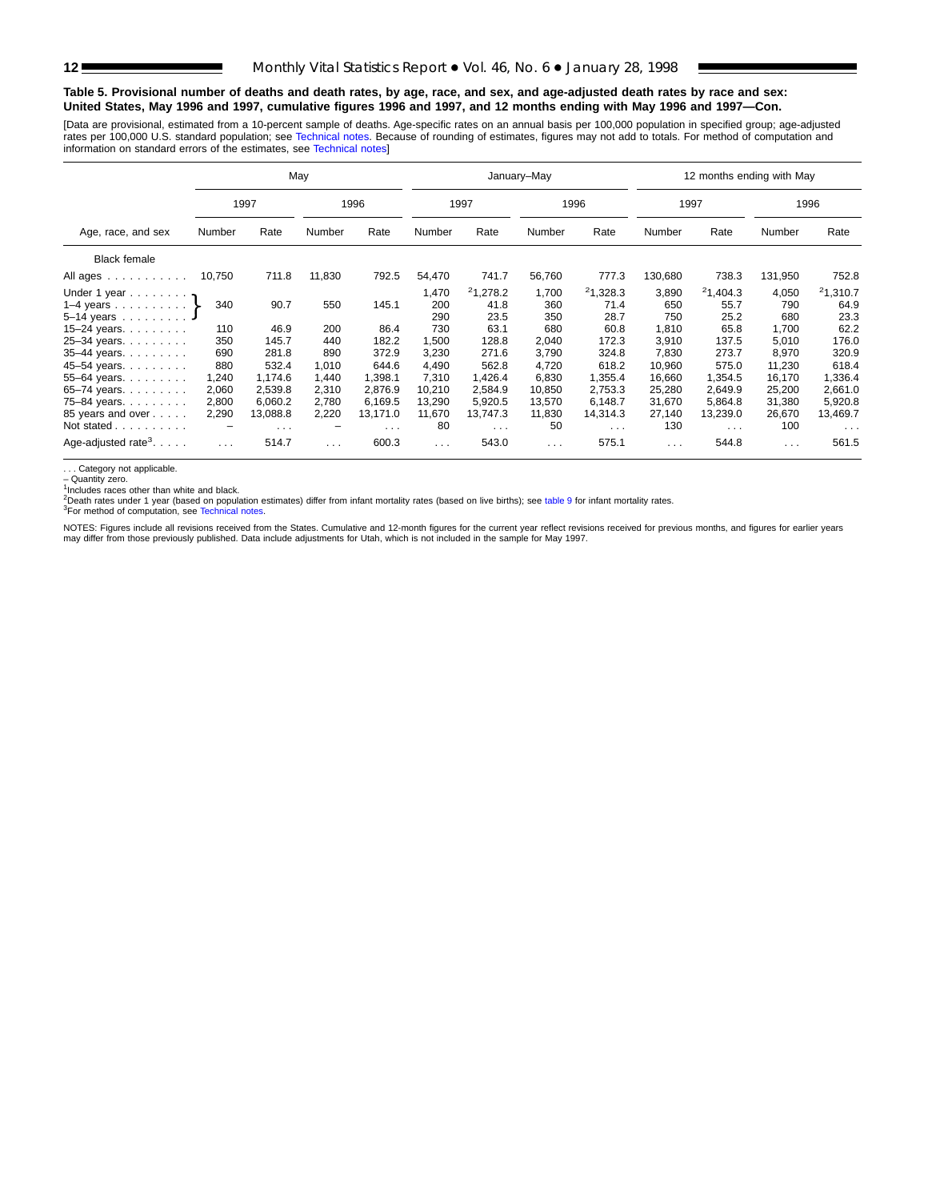**Table 5. Provisional number of deaths and death rates, by age, race, and sex, and age-adjusted death rates by race and sex: United States, May 1996 and 1997, cumulative figures 1996 and 1997, and 12 months ending with May 1996 and 1997—Con.**

[Data are provisional, estimated from a 10-percent sample of deaths. Age-specific rates on an annual basis per 100,000 population in specified group; age-adjusted rates per 100,000 U.S. standard population; see Technical notes. Because of rounding of estimates, figures may not add to totals. For method of computation and information on standard errors of the estimates, see Technical notes]

| Age, race, and sex | May | | | | January–May | | | | 12 months ending with May | | | |
|---|---|---|---|---|---|---|---|---|---|---|---|---|
| | 1997 | | 1996 | | 1997 | | 1996 | | 1997 | | 1996 | |
| | Number | Rate | Number | Rate | Number | Rate | Number | Rate | Number | Rate | Number | Rate |
| **Black female** | | | | | | | | | | | | |
| All ages | 10,750 | 711.8 | 11,830 | 792.5 | 54,470 | 741.7 | 56,760 | 777.3 | 130,680 | 738.3 | 131,950 | 752.8 |
| Under 1 year | 340 | 90.7 | 550 | 145.1 | 1,470 | [2]1,278.2 | 1,700 | [2]1,328.3 | 3,890 | [2]1,404.3 | 4,050 | [2]1,310.7 |
| 1–4 years | | | | | 200 | 41.8 | 360 | 71.4 | 650 | 55.7 | 790 | 64.9 |
| 5–14 years | | | | | 290 | 23.5 | 350 | 28.7 | 750 | 25.2 | 680 | 23.3 |
| 15–24 years | 110 | 46.9 | 200 | 86.4 | 730 | 63.1 | 680 | 60.8 | 1,810 | 65.8 | 1,700 | 62.2 |
| 25–34 years | 350 | 145.7 | 440 | 182.2 | 1,500 | 128.8 | 2,040 | 172.3 | 3,910 | 137.5 | 5,010 | 176.0 |
| 35–44 years | 690 | 281.8 | 890 | 372.9 | 3,230 | 271.6 | 3,790 | 324.8 | 7,830 | 273.7 | 8,970 | 320.9 |
| 45–54 years | 880 | 532.4 | 1,010 | 644.6 | 4,490 | 562.8 | 4,720 | 618.2 | 10,960 | 575.0 | 11,230 | 618.4 |
| 55–64 years | 1,240 | 1,174.6 | 1,440 | 1,398.1 | 7,310 | 1,426.4 | 6,830 | 1,355.4 | 16,660 | 1,354.5 | 16,170 | 1,336.4 |
| 65–74 years | 2,060 | 2,539.8 | 2,310 | 2,876.9 | 10,210 | 2,584.9 | 10,850 | 2,753.3 | 25,280 | 2,649.9 | 25,200 | 2,661.0 |
| 75–84 years | 2,800 | 6,060.2 | 2,780 | 6,169.5 | 13,290 | 5,920.5 | 13,570 | 6,148.7 | 31,670 | 5,864.8 | 31,380 | 5,920.8 |
| 85 years and over | 2,290 | 13,088.8 | 2,220 | 13,171.0 | 11,670 | 13,747.3 | 11,830 | 14,314.3 | 27,140 | 13,239.0 | 26,670 | 13,469.7 |
| Not stated | – | . . . | – | . . . | 80 | . . . | 50 | . . . | 130 | . . . | 100 | . . . |
| Age-adjusted rate[3] | . . . | 514.7 | . . . | 600.3 | . . . | 543.0 | . . . | 575.1 | . . . | 544.8 | . . . | 561.5 |

. . . Category not applicable.
– Quantity zero.
[1]Includes races other than white and black.
[2]Death rates under 1 year (based on population estimates) differ from infant mortality rates (based on live births); see table 9 for infant mortality rates.
[3]For method of computation, see Technical notes.

NOTES: Figures include all revisions received from the States. Cumulative and 12-month figures for the current year reflect revisions received for previous months, and figures for earlier years may differ from those previously published. Data include adjustments for Utah, which is not included in the sample for May 1997.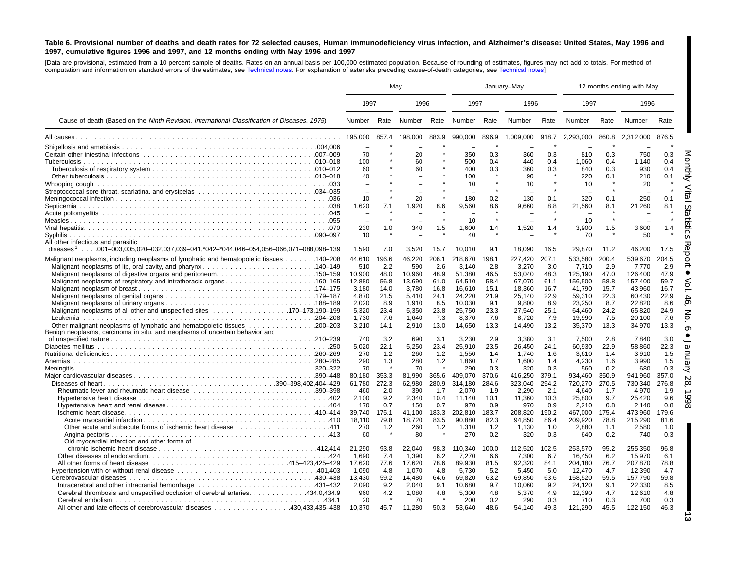**Table 6. Provisional number of deaths and death rates for 72 selected causes, Human immunodeficiency virus infection, and Alzheimer's disease: United States, May 1996 and 1997, cumulative figures 1996 and 1997, and 12 months ending with May 1996 and 1997**

[Data are provisional, estimated from a 10-percent sample of deaths. Rates on an annual basis per 100,000 estimated population. Because of rounding of estimates, figures may not add to totals. For method of computation and information on standard errors of the estimates, see Technical notes. For explanation of asterisks preceding cause-of-death categories, see Technical notes]

| Cause of death (Based on the *Ninth Revision, International Classification of Diseases, 1975*) | May | | | | January–May | | | | 12 months ending with May | | | |
|---|---|---|---|---|---|---|---|---|---|---|---|---|
| | 1997 | | 1996 | | 1997 | | 1996 | | 1997 | | 1996 | |
| | Number | Rate | Number | Rate | Number | Rate | Number | Rate | Number | Rate | Number | Rate |
| All causes | 195,000 | 857.4 | 198,000 | 883.9 | 990,000 | 896.9 | 1,009,000 | 918.7 | 2,293,000 | 860.8 | 2,312,000 | 876.5 |
| Shigellosis and amebiasis .004,006 | – | * | – | * | – | * | – | * | – | * | – | * |
| Certain other intestinal infections .007–009 | 70 | * | 20 | * | 350 | 0.3 | 360 | 0.3 | 810 | 0.3 | 750 | 0.3 |
| Tuberculosis .010–018 | 100 | * | 60 | * | 500 | 0.4 | 440 | 0.4 | 1,060 | 0.4 | 1,140 | 0.4 |
| Tuberculosis of respiratory system .010–012 | 60 | * | 60 | * | 400 | 0.3 | 360 | 0.3 | 840 | 0.3 | 930 | 0.4 |
| Other tuberculosis .013–018 | 40 | * | – | * | 100 | * | 90 | * | 220 | 0.1 | 210 | 0.1 |
| Whooping cough .033 | – | * | – | * | 10 | * | 10 | * | 10 | * | 20 | * |
| Streptococcal sore throat, scarlatina, and erysipelas .034–035 | – | * | – | * | – | * | – | * | – | * | – | * |
| Meningococcal infection .036 | 10 | * | 20 | * | 180 | 0.2 | 130 | 0.1 | 320 | 0.1 | 250 | 0.1 |
| Septicemia .038 | 1,620 | 7.1 | 1,920 | 8.6 | 9,560 | 8.6 | 9,660 | 8.8 | 21,560 | 8.1 | 21,260 | 8.1 |
| Acute poliomyelitis .045 | – | * | – | * | – | * | – | * | – | * | – | * |
| Measles .055 | – | * | – | * | 10 | * | – | * | 10 | * | – | * |
| Viral hepatitis .070 | 230 | 1.0 | 340 | 1.5 | 1,600 | 1.4 | 1,520 | 1.4 | 3,900 | 1.5 | 3,600 | 1.4 |
| Syphilis .090–097 | 10 | * | – | * | 40 | * | – | * | 70 | * | 50 | * |
| All other infectious and parasitic diseases[1] .001–003,005,020–032,037,039–041,*042–*044,046–054,056–066,071–088,098–139 | 1,590 | 7.0 | 3,520 | 15.7 | 10,010 | 9.1 | 18,090 | 16.5 | 29,870 | 11.2 | 46,200 | 17.5 |
| Malignant neoplasms, including neoplasms of lymphatic and hematopoietic tissues .140–208 | 44,610 | 196.6 | 46,220 | 206.1 | 218,670 | 198.1 | 227,420 | 207.1 | 533,580 | 200.4 | 539,670 | 204.5 |
| Malignant neoplasms of lip, oral cavity, and pharynx .140–149 | 510 | 2.2 | 590 | 2.6 | 3,140 | 2.8 | 3,270 | 3.0 | 7,710 | 2.9 | 7,770 | 2.9 |
| Malignant neoplasms of digestive organs and peritoneum .150–159 | 10,900 | 48.0 | 10,960 | 48.9 | 51,380 | 46.5 | 53,040 | 48.3 | 125,190 | 47.0 | 126,400 | 47.9 |
| Malignant neoplasms of respiratory and intrathoracic organs .160–165 | 12,880 | 56.8 | 13,690 | 61.0 | 64,510 | 58.4 | 67,070 | 61.1 | 156,500 | 58.8 | 157,400 | 59.7 |
| Malignant neoplasm of breast .174–175 | 3,180 | 14.0 | 3,780 | 16.8 | 16,610 | 15.1 | 18,360 | 16.7 | 41,790 | 15.7 | 43,960 | 16.7 |
| Malignant neoplasms of genital organs .179–187 | 4,870 | 21.5 | 5,410 | 24.1 | 24,220 | 21.9 | 25,140 | 22.9 | 59,310 | 22.3 | 60,430 | 22.9 |
| Malignant neoplasms of urinary organs .188–189 | 2,020 | 8.9 | 1,910 | 8.5 | 10,030 | 9.1 | 9,800 | 8.9 | 23,250 | 8.7 | 22,820 | 8.6 |
| Malignant neoplasms of all other and unspecified sites .170–173,190–199 | 5,320 | 23.4 | 5,350 | 23.8 | 25,750 | 23.3 | 27,540 | 25.1 | 64,460 | 24.2 | 65,820 | 24.9 |
| Leukemia .204–208 | 1,730 | 7.6 | 1,640 | 7.3 | 8,370 | 7.6 | 8,720 | 7.9 | 19,990 | 7.5 | 20,100 | 7.6 |
| Other malignant neoplasms of lymphatic and hematopoietic tissues .200–203 | 3,210 | 14.1 | 2,910 | 13.0 | 14,650 | 13.3 | 14,490 | 13.2 | 35,370 | 13.3 | 34,970 | 13.3 |
| Benign neoplasms, carcinoma in situ, and neoplasms of uncertain behavior and of unspecified nature .210–239 | 740 | 3.2 | 690 | 3.1 | 3,230 | 2.9 | 3,380 | 3.1 | 7,500 | 2.8 | 7,840 | 3.0 |
| Diabetes mellitus .250 | 5,020 | 22.1 | 5,250 | 23.4 | 25,910 | 23.5 | 26,450 | 24.1 | 60,930 | 22.9 | 58,860 | 22.3 |
| Nutritional deficiencies .260–269 | 270 | 1.2 | 260 | 1.2 | 1,550 | 1.4 | 1,740 | 1.6 | 3,610 | 1.4 | 3,910 | 1.5 |
| Anemias .280–285 | 290 | 1.3 | 280 | 1.2 | 1,860 | 1.7 | 1,600 | 1.4 | 4,230 | 1.6 | 3,990 | 1.5 |
| Meningitis .320–322 | 70 | * | 70 | * | 290 | 0.3 | 320 | 0.3 | 560 | 0.2 | 680 | 0.3 |
| Major cardiovascular diseases .390–448 | 80,180 | 353.3 | 81,990 | 365.6 | 409,070 | 370.6 | 416,250 | 379.1 | 934,460 | 350.9 | 941,960 | 357.0 |
| Diseases of heart .390–398,402,404–429 | 61,780 | 272.3 | 62,980 | 280.9 | 314,180 | 284.6 | 323,040 | 294.2 | 720,270 | 270.5 | 730,340 | 276.8 |
| Rheumatic fever and rheumatic heart disease .390–398 | 460 | 2.0 | 390 | 1.7 | 2,070 | 1.9 | 2,290 | 2.1 | 4,640 | 1.7 | 4,970 | 1.9 |
| Hypertensive heart disease .402 | 2,100 | 9.2 | 2,340 | 10.4 | 11,140 | 10.1 | 11,360 | 10.3 | 25,800 | 9.7 | 25,420 | 9.6 |
| Hypertensive heart and renal disease .404 | 170 | 0.7 | 150 | 0.7 | 970 | 0.9 | 970 | 0.9 | 2,210 | 0.8 | 2,140 | 0.8 |
| Ischemic heart disease .410–414 | 39,740 | 175.1 | 41,100 | 183.3 | 202,810 | 183.7 | 208,820 | 190.2 | 467,000 | 175.4 | 473,960 | 179.6 |
| Acute myocardial infarction .410 | 18,110 | 79.8 | 18,720 | 83.5 | 90,880 | 82.3 | 94,850 | 86.4 | 209,920 | 78.8 | 215,290 | 81.6 |
| Other acute and subacute forms of ischemic heart disease .411 | 270 | 1.2 | 260 | 1.2 | 1,310 | 1.2 | 1,130 | 1.0 | 2,880 | 1.1 | 2,580 | 1.0 |
| Angina pectoris .413 | 60 | * | 80 | * | 270 | 0.2 | 320 | 0.3 | 640 | 0.2 | 740 | 0.3 |
| Old myocardial infarction and other forms of chronic ischemic heart disease .412,414 | 21,290 | 93.8 | 22,040 | 98.3 | 110,340 | 100.0 | 112,520 | 102.5 | 253,570 | 95.2 | 255,350 | 96.8 |
| Other diseases of endocardium .424 | 1,690 | 7.4 | 1,390 | 6.2 | 7,270 | 6.6 | 7,300 | 6.7 | 16,450 | 6.2 | 15,970 | 6.1 |
| All other forms of heart disease .415–423,425–429 | 17,620 | 77.6 | 17,620 | 78.6 | 89,930 | 81.5 | 92,320 | 84.1 | 204,180 | 76.7 | 207,870 | 78.8 |
| Hypertension with or without renal disease .401,403 | 1,090 | 4.8 | 1,070 | 4.8 | 5,730 | 5.2 | 5,450 | 5.0 | 12,470 | 4.7 | 12,390 | 4.7 |
| Cerebrovascular diseases .430–438 | 13,430 | 59.2 | 14,480 | 64.6 | 69,820 | 63.2 | 69,850 | 63.6 | 158,520 | 59.5 | 157,790 | 59.8 |
| Intracerebral and other intracranial hemorrhage .431–432 | 2,090 | 9.2 | 2,040 | 9.1 | 10,680 | 9.7 | 10,060 | 9.2 | 24,120 | 9.1 | 22,330 | 8.5 |
| Cerebral thrombosis and unspecified occlusion of cerebral arteries .434.0,434.9 | 960 | 4.2 | 1,080 | 4.8 | 5,300 | 4.8 | 5,370 | 4.9 | 12,390 | 4.7 | 12,610 | 4.8 |
| Cerebral embolism .434.1 | 20 | * | 70 | * | 200 | 0.2 | 290 | 0.3 | 710 | 0.3 | 700 | 0.3 |
| All other and late effects of cerebrovascular diseases .430,433,435–438 | 10,370 | 45.7 | 11,280 | 50.3 | 53,640 | 48.6 | 54,140 | 49.3 | 121,290 | 45.5 | 122,150 | 46.3 |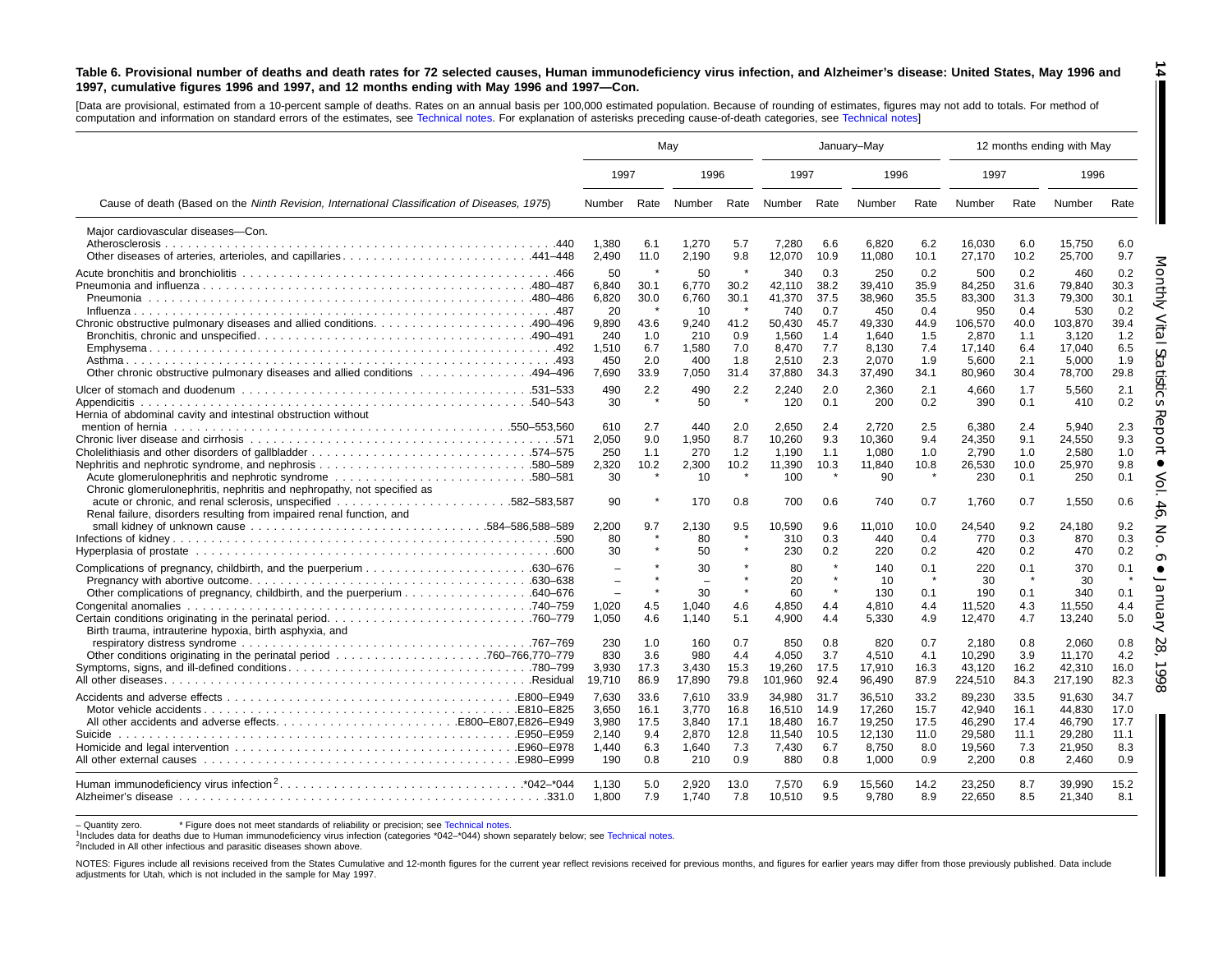**Table 6. Provisional number of deaths and death rates for 72 selected causes, Human immunodeficiency virus infection, and Alzheimer's disease: United States, May 1996 and 1997, cumulative figures 1996 and 1997, and 12 months ending with May 1996 and 1997—Con.**

[Data are provisional, estimated from a 10-percent sample of deaths. Rates on an annual basis per 100,000 estimated population. Because of rounding of estimates, figures may not add to totals. For method of computation and information on standard errors of the estimates, see Technical notes. For explanation of asterisks preceding cause-of-death categories, see Technical notes]

| Cause of death (Based on the *Ninth Revision, International Classification of Diseases, 1975*) | May | | | | January–May | | | | 12 months ending with May | | | |
|---|---|---|---|---|---|---|---|---|---|---|---|---|
| | 1997 | | 1996 | | 1997 | | 1996 | | 1997 | | 1996 | |
| | Number | Rate | Number | Rate | Number | Rate | Number | Rate | Number | Rate | Number | Rate |
| Major cardiovascular diseases—Con. | | | | | | | | | | | | |
| Atherosclerosis .440 | 1,380 | 6.1 | 1,270 | 5.7 | 7,280 | 6.6 | 6,820 | 6.2 | 16,030 | 6.0 | 15,750 | 6.0 |
| Other diseases of arteries, arterioles, and capillaries .441–448 | 2,490 | 11.0 | 2,190 | 9.8 | 12,070 | 10.9 | 11,080 | 10.1 | 27,170 | 10.2 | 25,700 | 9.7 |
| Acute bronchitis and bronchiolitis .466 | 50 | * | 50 | * | 340 | 0.3 | 250 | 0.2 | 500 | 0.2 | 460 | 0.2 |
| Pneumonia and influenza .480–487 | 6,840 | 30.1 | 6,770 | 30.2 | 42,110 | 38.2 | 39,410 | 35.9 | 84,250 | 31.6 | 79,840 | 30.3 |
| Pneumonia .480–486 | 6,820 | 30.0 | 6,760 | 30.1 | 41,370 | 37.5 | 38,960 | 35.5 | 83,300 | 31.3 | 79,300 | 30.1 |
| Influenza .487 | 20 | * | 10 | * | 740 | 0.7 | 450 | 0.4 | 950 | 0.4 | 530 | 0.2 |
| Chronic obstructive pulmonary diseases and allied conditions .490–496 | 9,890 | 43.6 | 9,240 | 41.2 | 50,430 | 45.7 | 49,330 | 44.9 | 106,570 | 40.0 | 103,870 | 39.4 |
| Bronchitis, chronic and unspecified .490–491 | 240 | 1.0 | 210 | 0.9 | 1,560 | 1.4 | 1,640 | 1.5 | 2,870 | 1.1 | 3,120 | 1.2 |
| Emphysema .492 | 1,510 | 6.7 | 1,580 | 7.0 | 8,470 | 7.7 | 8,130 | 7.4 | 17,140 | 6.4 | 17,040 | 6.5 |
| Asthma .493 | 450 | 2.0 | 400 | 1.8 | 2,510 | 2.3 | 2,070 | 1.9 | 5,600 | 2.1 | 5,000 | 1.9 |
| Other chronic obstructive pulmonary diseases and allied conditions .494–496 | 7,690 | 33.9 | 7,050 | 31.4 | 37,880 | 34.3 | 37,490 | 34.1 | 80,960 | 30.4 | 78,700 | 29.8 |
| Ulcer of stomach and duodenum .531–533 | 490 | 2.2 | 490 | 2.2 | 2,240 | 2.0 | 2,360 | 2.1 | 4,660 | 1.7 | 5,560 | 2.1 |
| Appendicitis .540–543 | 30 | * | 50 | * | 120 | 0.1 | 200 | 0.2 | 390 | 0.1 | 410 | 0.2 |
| Hernia of abdominal cavity and intestinal obstruction without mention of hernia .550–553,560 | 610 | 2.7 | 440 | 2.0 | 2,650 | 2.4 | 2,720 | 2.5 | 6,380 | 2.4 | 5,940 | 2.3 |
| Chronic liver disease and cirrhosis .571 | 2,050 | 9.0 | 1,950 | 8.7 | 10,260 | 9.3 | 10,360 | 9.4 | 24,350 | 9.1 | 24,550 | 9.3 |
| Cholelithiasis and other disorders of gallbladder .574–575 | 250 | 1.1 | 270 | 1.2 | 1,190 | 1.1 | 1,080 | 1.0 | 2,790 | 1.0 | 2,580 | 1.0 |
| Nephritis, nephrotic syndrome, and nephrosis .580–589 | 2,320 | 10.2 | 2,300 | 10.2 | 11,390 | 10.3 | 11,840 | 10.8 | 26,530 | 10.0 | 25,970 | 9.8 |
| Acute glomerulonephritis and nephrotic syndrome .580–581 | 30 | * | 10 | * | 100 | * | 90 | * | 230 | 0.1 | 250 | 0.1 |
| Chronic glomerulonephritis, nephritis and nephropathy, not specified as acute or chronic, and renal sclerosis, unspecified .582–583,587 | 90 | * | 170 | 0.8 | 700 | 0.6 | 740 | 0.7 | 1,760 | 0.7 | 1,550 | 0.6 |
| Renal failure, disorders resulting from impaired renal function, and small kidney of unknown cause .584–586,588–589 | 2,200 | 9.7 | 2,130 | 9.5 | 10,590 | 9.6 | 11,010 | 10.0 | 24,540 | 9.2 | 24,180 | 9.2 |
| Infections of kidney .590 | 80 | * | 80 | * | 310 | 0.3 | 440 | 0.4 | 770 | 0.3 | 870 | 0.3 |
| Hyperplasia of prostate .600 | 30 | * | 50 | * | 230 | 0.2 | 220 | 0.2 | 420 | 0.2 | 470 | 0.2 |
| Complications of pregnancy, childbirth, and the puerperium .630–676 | – | * | 30 | * | 80 | * | 140 | 0.1 | 220 | 0.1 | 370 | 0.1 |
| Pregnancy with abortive outcome .630–638 | – | * | – | * | 20 | * | 10 | * | 30 | * | 30 | * |
| Other complications of pregnancy, childbirth, and the puerperium .640–676 | – | * | 30 | * | 60 | * | 130 | 0.1 | 190 | 0.1 | 340 | 0.1 |
| Congenital anomalies .740–759 | 1,020 | 4.5 | 1,040 | 4.6 | 4,850 | 4.4 | 4,810 | 4.4 | 11,520 | 4.3 | 11,550 | 4.4 |
| Certain conditions originating in the perinatal period .760–779 | 1,050 | 4.6 | 1,140 | 5.1 | 4,900 | 4.4 | 5,330 | 4.9 | 12,470 | 4.7 | 13,240 | 5.0 |
| Birth trauma, intrauterine hypoxia, birth asphyxia, and respiratory distress syndrome .767–769 | 230 | 1.0 | 160 | 0.7 | 850 | 0.8 | 820 | 0.7 | 2,180 | 0.8 | 2,060 | 0.8 |
| Other conditions originating in the perinatal period .760–766,770–779 | 830 | 3.6 | 980 | 4.4 | 4,050 | 3.7 | 4,510 | 4.1 | 10,290 | 3.9 | 11,170 | 4.2 |
| Symptoms, signs, and ill-defined conditions .780–799 | 3,930 | 17.3 | 3,430 | 15.3 | 19,260 | 17.5 | 17,910 | 16.3 | 43,120 | 16.2 | 42,310 | 16.0 |
| All other diseases .Residual | 19,710 | 86.9 | 17,890 | 79.8 | 101,960 | 92.4 | 96,490 | 87.9 | 224,510 | 84.3 | 217,190 | 82.3 |
| Accidents and adverse effects .E800–E949 | 7,630 | 33.6 | 7,610 | 33.9 | 34,980 | 31.7 | 36,510 | 33.2 | 89,230 | 33.5 | 91,630 | 34.7 |
| Motor vehicle accidents .E810–E825 | 3,650 | 16.1 | 3,770 | 16.8 | 16,510 | 14.9 | 17,260 | 15.7 | 42,940 | 16.1 | 44,830 | 17.0 |
| All other accidents and adverse effects .E800–E807,E826–E949 | 3,980 | 17.5 | 3,840 | 17.1 | 18,480 | 16.7 | 19,250 | 17.5 | 46,290 | 17.4 | 46,790 | 17.7 |
| Suicide .E950–E959 | 2,140 | 9.4 | 2,870 | 12.8 | 11,540 | 10.5 | 12,130 | 11.0 | 29,580 | 11.1 | 29,280 | 11.1 |
| Homicide and legal intervention .E960–E978 | 1,440 | 6.3 | 1,640 | 7.3 | 7,430 | 6.7 | 8,750 | 8.0 | 19,560 | 7.3 | 21,950 | 8.3 |
| All other external causes .E980–E999 | 190 | 0.8 | 210 | 0.9 | 880 | 0.8 | 1,000 | 0.9 | 2,200 | 0.8 | 2,460 | 0.9 |
| Human immunodeficiency virus infection[2] .*042–*044 | 1,130 | 5.0 | 2,920 | 13.0 | 7,570 | 6.9 | 15,560 | 14.2 | 23,250 | 8.7 | 39,990 | 15.2 |
| Alzheimer's disease .331.0 | 1,800 | 7.9 | 1,740 | 7.8 | 10,510 | 9.5 | 9,780 | 8.9 | 22,650 | 8.5 | 21,340 | 8.1 |

– Quantity zero. * Figure does not meet standards of reliability or precision; see Technical notes.

[1]Includes data for deaths due to Human immunodeficiency virus infection (categories *042–*044) shown separately below; see Technical notes.

[2]Included in All other infectious and parasitic diseases shown above.

NOTES: Figures include all revisions received from the States Cumulative and 12-month figures for the current year reflect revisions received for previous months, and figures for earlier years may differ from those previously published. Data include adjustments for Utah, which is not included in the sample for May 1997.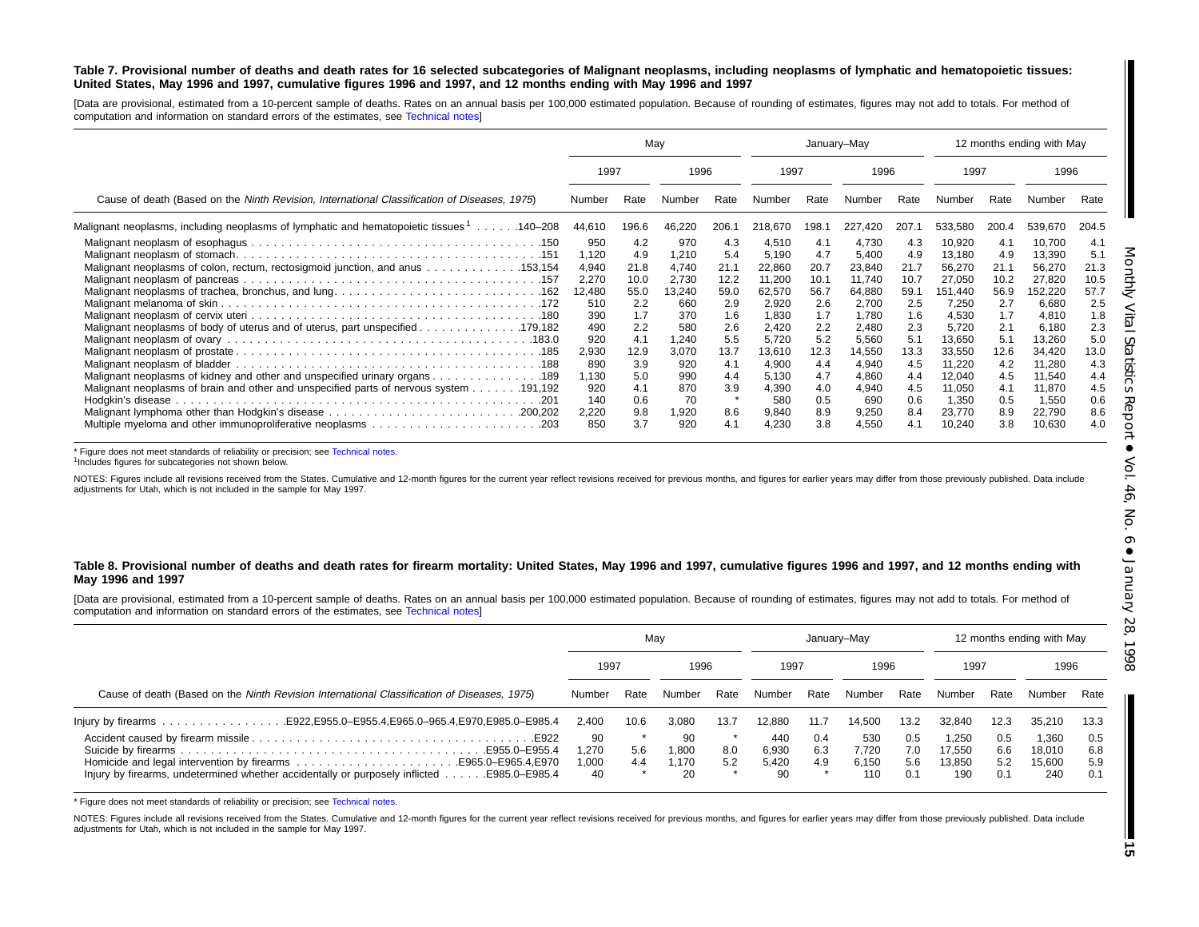**Table 7. Provisional number of deaths and death rates for 16 selected subcategories of Malignant neoplasms, including neoplasms of lymphatic and hematopoietic tissues: United States, May 1996 and 1997, cumulative figures 1996 and 1997, and 12 months ending with May 1996 and 1997**

[Data are provisional, estimated from a 10-percent sample of deaths. Rates on an annual basis per 100,000 estimated population. Because of rounding of estimates, figures may not add to totals. For method of computation and information on standard errors of the estimates, see Technical notes]

| Cause of death (Based on the *Ninth Revision, International Classification of Diseases, 1975*) | May | | | | January–May | | | | 12 months ending with May | | | |
|---|---|---|---|---|---|---|---|---|---|---|---|---|
| | 1997 | | 1996 | | 1997 | | 1996 | | 1997 | | 1996 | |
| | Number | Rate | Number | Rate | Number | Rate | Number | Rate | Number | Rate | Number | Rate |
| Malignant neoplasms, including neoplasms of lymphatic and hematopoietic tissues[1] . . . . . .140–208 | 44,610 | 196.6 | 46,220 | 206.1 | 218,670 | 198.1 | 227,420 | 207.1 | 533,580 | 200.4 | 539,670 | 204.5 |
| Malignant neoplasm of esophagus . . . . .150 | 950 | 4.2 | 970 | 4.3 | 4,510 | 4.1 | 4,730 | 4.3 | 10,920 | 4.1 | 10,700 | 4.1 |
| Malignant neoplasm of stomach . . . . .151 | 1,120 | 4.9 | 1,210 | 5.4 | 5,190 | 4.7 | 5,400 | 4.9 | 13,180 | 4.9 | 13,390 | 5.1 |
| Malignant neoplasms of colon, rectum, rectosigmoid junction, and anus . . . . .153,154 | 4,940 | 21.8 | 4,740 | 21.1 | 22,860 | 20.7 | 23,840 | 21.7 | 56,270 | 21.1 | 56,270 | 21.3 |
| Malignant neoplasm of pancreas . . . . .157 | 2,270 | 10.0 | 2,730 | 12.2 | 11,200 | 10.1 | 11,740 | 10.7 | 27,050 | 10.2 | 27,820 | 10.5 |
| Malignant neoplasms of trachea, bronchus, and lung . . . . .162 | 12,480 | 55.0 | 13,240 | 59.0 | 62,570 | 56.7 | 64,880 | 59.1 | 151,440 | 56.9 | 152,220 | 57.7 |
| Malignant melanoma of skin . . . . .172 | 510 | 2.2 | 660 | 2.9 | 2,920 | 2.6 | 2,700 | 2.5 | 7,250 | 2.7 | 6,680 | 2.5 |
| Malignant neoplasm of cervix uteri . . . . .180 | 390 | 1.7 | 370 | 1.6 | 1,830 | 1.7 | 1,780 | 1.6 | 4,530 | 1.7 | 4,810 | 1.8 |
| Malignant neoplasms of body of uterus and of uterus, part unspecified . . . . .179,182 | 490 | 2.2 | 580 | 2.6 | 2,420 | 2.2 | 2,480 | 2.3 | 5,720 | 2.1 | 6,180 | 2.3 |
| Malignant neoplasm of ovary . . . . .183.0 | 920 | 4.1 | 1,240 | 5.5 | 5,720 | 5.2 | 5,560 | 5.1 | 13,650 | 5.1 | 13,260 | 5.0 |
| Malignant neoplasm of prostate . . . . .185 | 2,930 | 12.9 | 3,070 | 13.7 | 13,610 | 12.3 | 14,550 | 13.3 | 33,550 | 12.6 | 34,420 | 13.0 |
| Malignant neoplasm of bladder . . . . .188 | 890 | 3.9 | 920 | 4.1 | 4,900 | 4.4 | 4,940 | 4.5 | 11,220 | 4.2 | 11,280 | 4.3 |
| Malignant neoplasms of kidney and other and unspecified urinary organs . . . . .189 | 1,130 | 5.0 | 990 | 4.4 | 5,130 | 4.7 | 4,860 | 4.4 | 12,040 | 4.5 | 11,540 | 4.4 |
| Malignant neoplasms of brain and other and unspecified parts of nervous system . . . . .191,192 | 920 | 4.1 | 870 | 3.9 | 4,390 | 4.0 | 4,940 | 4.5 | 11,050 | 4.1 | 11,870 | 4.5 |
| Hodgkin's disease . . . . .201 | 140 | 0.6 | 70 | * | 580 | 0.5 | 690 | 0.6 | 1,350 | 0.5 | 1,550 | 0.6 |
| Malignant lymphoma other than Hodgkin's disease . . . . .200,202 | 2,220 | 9.8 | 1,920 | 8.6 | 9,840 | 8.9 | 9,250 | 8.4 | 23,770 | 8.9 | 22,790 | 8.6 |
| Multiple myeloma and other immunoproliferative neoplasms . . . . .203 | 850 | 3.7 | 920 | 4.1 | 4,230 | 3.8 | 4,550 | 4.1 | 10,240 | 3.8 | 10,630 | 4.0 |

* Figure does not meet standards of reliability or precision; see Technical notes.
[1]Includes figures for subcategories not shown below.

NOTES: Figures include all revisions received from the States. Cumulative and 12-month figures for the current year reflect revisions received for previous months, and figures for earlier years may differ from those previously published. Data include adjustments for Utah, which is not included in the sample for May 1997.

**Table 8. Provisional number of deaths and death rates for firearm mortality: United States, May 1996 and 1997, cumulative figures 1996 and 1997, and 12 months ending with May 1996 and 1997**

[Data are provisional, estimated from a 10-percent sample of deaths. Rates on an annual basis per 100,000 estimated population. Because of rounding of estimates, figures may not add to totals. For method of computation and information on standard errors of the estimates, see Technical notes]

| Cause of death (Based on the *Ninth Revision International Classification of Diseases, 1975*) | May | | | | January–May | | | | 12 months ending with May | | | |
|---|---|---|---|---|---|---|---|---|---|---|---|---|
| | 1997 | | 1996 | | 1997 | | 1996 | | 1997 | | 1996 | |
| | Number | Rate | Number | Rate | Number | Rate | Number | Rate | Number | Rate | Number | Rate |
| Injury by firearms . . . . .E922,E955.0–E955.4,E965.0–965.4,E970,E985.0–E985.4 | 2,400 | 10.6 | 3,080 | 13.7 | 12,880 | 11.7 | 14,500 | 13.2 | 32,840 | 12.3 | 35,210 | 13.3 |
| Accident caused by firearm missile . . . . .E922 | 90 | * | 90 | * | 440 | 0.4 | 530 | 0.5 | 1,250 | 0.5 | 1,360 | 0.5 |
| Suicide by firearms . . . . .E955.0–E955.4 | 1,270 | 5.6 | 1,800 | 8.0 | 6,930 | 6.3 | 7,720 | 7.0 | 17,550 | 6.6 | 18,010 | 6.8 |
| Homicide and legal intervention by firearms . . . . .E965.0–E965.4,E970 | 1,000 | 4.4 | 1,170 | 5.2 | 5,420 | 4.9 | 6,150 | 5.6 | 13,850 | 5.2 | 15,600 | 5.9 |
| Injury by firearms, undetermined whether accidentally or purposely inflicted . . . . .E985.0–E985.4 | 40 | * | 20 | * | 90 | * | 110 | 0.1 | 190 | 0.1 | 240 | 0.1 |

* Figure does not meet standards of reliability or precision; see Technical notes.

NOTES: Figures include all revisions received from the States. Cumulative and 12-month figures for the current year reflect revisions received for previous months, and figures for earlier years may differ from those previously published. Data include adjustments for Utah, which is not included in the sample for May 1997.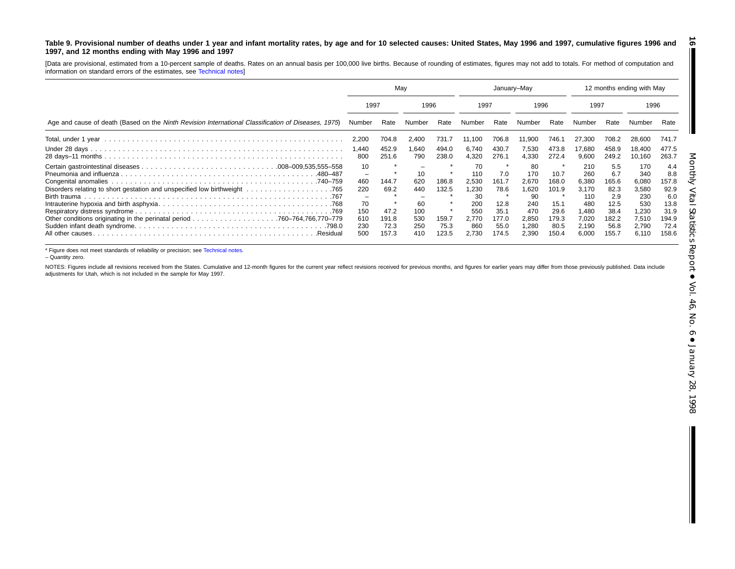**Table 9. Provisional number of deaths under 1 year and infant mortality rates, by age and for 10 selected causes: United States, May 1996 and 1997, cumulative figures 1996 and 1997, and 12 months ending with May 1996 and 1997**

[Data are provisional, estimated from a 10-percent sample of deaths. Rates on an annual basis per 100,000 live births. Because of rounding of estimates, figures may not add to totals. For method of computation and information on standard errors of the estimates, see Technical notes]

| Age and cause of death (Based on the *Ninth Revision International Classification of Diseases, 1975*) | May | | | | January–May | | | | 12 months ending with May | | | |
|---|---|---|---|---|---|---|---|---|---|---|---|---|
| | 1997 | | 1996 | | 1997 | | 1996 | | 1997 | | 1996 | |
| | Number | Rate | Number | Rate | Number | Rate | Number | Rate | Number | Rate | Number | Rate |
| Total, under 1 year | 2,200 | 704.8 | 2,400 | 731.7 | 11,100 | 706.8 | 11,900 | 746.1 | 27,300 | 708.2 | 28,600 | 741.7 |
| Under 28 days | 1,440 | 452.9 | 1,640 | 494.0 | 6,740 | 430.7 | 7,530 | 473.8 | 17,680 | 458.9 | 18,400 | 477.5 |
| 28 days–11 months | 800 | 251.6 | 790 | 238.0 | 4,320 | 276.1 | 4,330 | 272.4 | 9,600 | 249.2 | 10,160 | 263.7 |
| Certain gastrointestinal diseases .008–009,535,555–558 | 10 | * | – | * | 70 | * | 80 | * | 210 | 5.5 | 170 | 4.4 |
| Pneumonia and influenza .480–487 | – | * | 10 | * | 110 | 7.0 | 170 | 10.7 | 260 | 6.7 | 340 | 8.8 |
| Congenital anomalies .740–759 | 460 | 144.7 | 620 | 186.8 | 2,530 | 161.7 | 2,670 | 168.0 | 6,380 | 165.6 | 6,080 | 157.8 |
| Disorders relating to short gestation and unspecified low birthweight .765 | 220 | 69.2 | 440 | 132.5 | 1,230 | 78.6 | 1,620 | 101.9 | 3,170 | 82.3 | 3,580 | 92.9 |
| Birth trauma .767 | – | * | – | * | 30 | * | 90 | * | 110 | 2.9 | 230 | 6.0 |
| Intrauterine hypoxia and birth asphyxia .768 | 70 | * | 60 | * | 200 | 12.8 | 240 | 15.1 | 480 | 12.5 | 530 | 13.8 |
| Respiratory distress syndrome .769 | 150 | 47.2 | 100 | * | 550 | 35.1 | 470 | 29.6 | 1,480 | 38.4 | 1,230 | 31.9 |
| Other conditions originating in the perinatal period .760–764,766,770–779 | 610 | 191.8 | 530 | 159.7 | 2,770 | 177.0 | 2,850 | 179.3 | 7,020 | 182.2 | 7,510 | 194.9 |
| Sudden infant death syndrome .798.0 | 230 | 72.3 | 250 | 75.3 | 860 | 55.0 | 1,280 | 80.5 | 2,190 | 56.8 | 2,790 | 72.4 |
| All other causes .Residual | 500 | 157.3 | 410 | 123.5 | 2,730 | 174.5 | 2,390 | 150.4 | 6,000 | 155.7 | 6,110 | 158.6 |

* Figure does not meet standards of reliability or precision; see Technical notes.

– Quantity zero.

NOTES: Figures include all revisions received from the States. Cumulative and 12-month figures for the current year reflect revisions received for previous months, and figures for earlier years may differ from those previously published. Data include adjustments for Utah, which is not included in the sample for May 1997.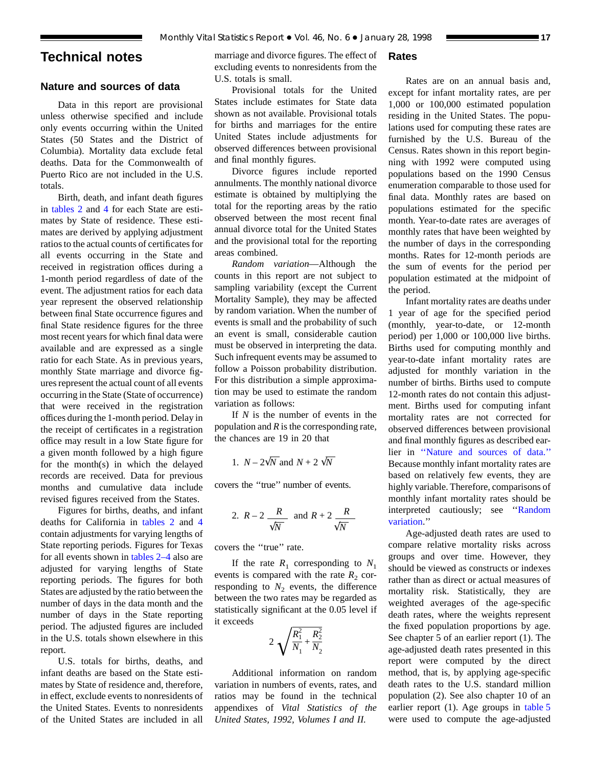# Technical notes

## Nature and sources of data

Data in this report are provisional unless otherwise specified and include only events occurring within the United States (50 States and the District of Columbia). Mortality data exclude fetal deaths. Data for the Commonwealth of Puerto Rico are not included in the U.S. totals.

Birth, death, and infant death figures in tables 2 and 4 for each State are estimates by State of residence. These estimates are derived by applying adjustment ratios to the actual counts of certificates for all events occurring in the State and received in registration offices during a 1-month period regardless of date of the event. The adjustment ratios for each data year represent the observed relationship between final State occurrence figures and final State residence figures for the three most recent years for which final data were available and are expressed as a single ratio for each State. As in previous years, monthly State marriage and divorce figures represent the actual count of all events occurring in the State (State of occurrence) that were received in the registration offices during the 1-month period. Delay in the receipt of certificates in a registration office may result in a low State figure for a given month followed by a high figure for the month(s) in which the delayed records are received. Data for previous months and cumulative data include revised figures received from the States.

Figures for births, deaths, and infant deaths for California in tables 2 and 4 contain adjustments for varying lengths of State reporting periods. Figures for Texas for all events shown in tables 2–4 also are adjusted for varying lengths of State reporting periods. The figures for both States are adjusted by the ratio between the number of days in the data month and the number of days in the State reporting period. The adjusted figures are included in the U.S. totals shown elsewhere in this report.

U.S. totals for births, deaths, and infant deaths are based on the State estimates by State of residence and, therefore, in effect, exclude events to nonresidents of the United States. Events to nonresidents of the United States are included in all marriage and divorce figures. The effect of excluding events to nonresidents from the U.S. totals is small.

Provisional totals for the United States include estimates for State data shown as not available. Provisional totals for births and marriages for the entire United States include adjustments for observed differences between provisional and final monthly figures.

Divorce figures include reported annulments. The monthly national divorce estimate is obtained by multiplying the total for the reporting areas by the ratio observed between the most recent final annual divorce total for the United States and the provisional total for the reporting areas combined.

*Random variation*—Although the counts in this report are not subject to sampling variability (except the Current Mortality Sample), they may be affected by random variation. When the number of events is small and the probability of such an event is small, considerable caution must be observed in interpreting the data. Such infrequent events may be assumed to follow a Poisson probability distribution. For this distribution a simple approximation may be used to estimate the random variation as follows:

If $N$ is the number of events in the population and $R$ is the corresponding rate, the chances are 19 in 20 that

1. $N - 2\sqrt{N}$ and $N + 2\sqrt{N}$

covers the ‘‘true’’ number of events.

2. $R - 2\dfrac{R}{\sqrt{N}}$ and $R + 2\dfrac{R}{\sqrt{N}}$

covers the ‘‘true’’ rate.

If the rate $R_1$ corresponding to $N_1$ events is compared with the rate $R_2$ corresponding to $N_2$ events, the difference between the two rates may be regarded as statistically significant at the 0.05 level if it exceeds

$$2\sqrt{\frac{R_1^2}{N_1} + \frac{R_2^2}{N_2}}$$

Additional information on random variation in numbers of events, rates, and ratios may be found in the technical appendixes of *Vital Statistics of the United States, 1992, Volumes I and II.*

## Rates

Rates are on an annual basis and, except for infant mortality rates, are per 1,000 or 100,000 estimated population residing in the United States. The populations used for computing these rates are furnished by the U.S. Bureau of the Census. Rates shown in this report beginning with 1992 were computed using populations based on the 1990 Census enumeration comparable to those used for final data. Monthly rates are based on populations estimated for the specific month. Year-to-date rates are averages of monthly rates that have been weighted by the number of days in the corresponding months. Rates for 12-month periods are the sum of events for the period per population estimated at the midpoint of the period.

Infant mortality rates are deaths under 1 year of age for the specified period (monthly, year-to-date, or 12-month period) per 1,000 or 100,000 live births. Births used for computing monthly and year-to-date infant mortality rates are adjusted for monthly variation in the number of births. Births used to compute 12-month rates do not contain this adjustment. Births used for computing infant mortality rates are not corrected for observed differences between provisional and final monthly figures as described earlier in ‘‘Nature and sources of data.’’ Because monthly infant mortality rates are based on relatively few events, they are highly variable. Therefore, comparisons of monthly infant mortality rates should be interpreted cautiously; see ‘‘Random variation.’’

Age-adjusted death rates are used to compare relative mortality risks across groups and over time. However, they should be viewed as constructs or indexes rather than as direct or actual measures of mortality risk. Statistically, they are weighted averages of the age-specific death rates, where the weights represent the fixed population proportions by age. See chapter 5 of an earlier report (1). The age-adjusted death rates presented in this report were computed by the direct method, that is, by applying age-specific death rates to the U.S. standard million population (2). See also chapter 10 of an earlier report (1). Age groups in table 5 were used to compute the age-adjusted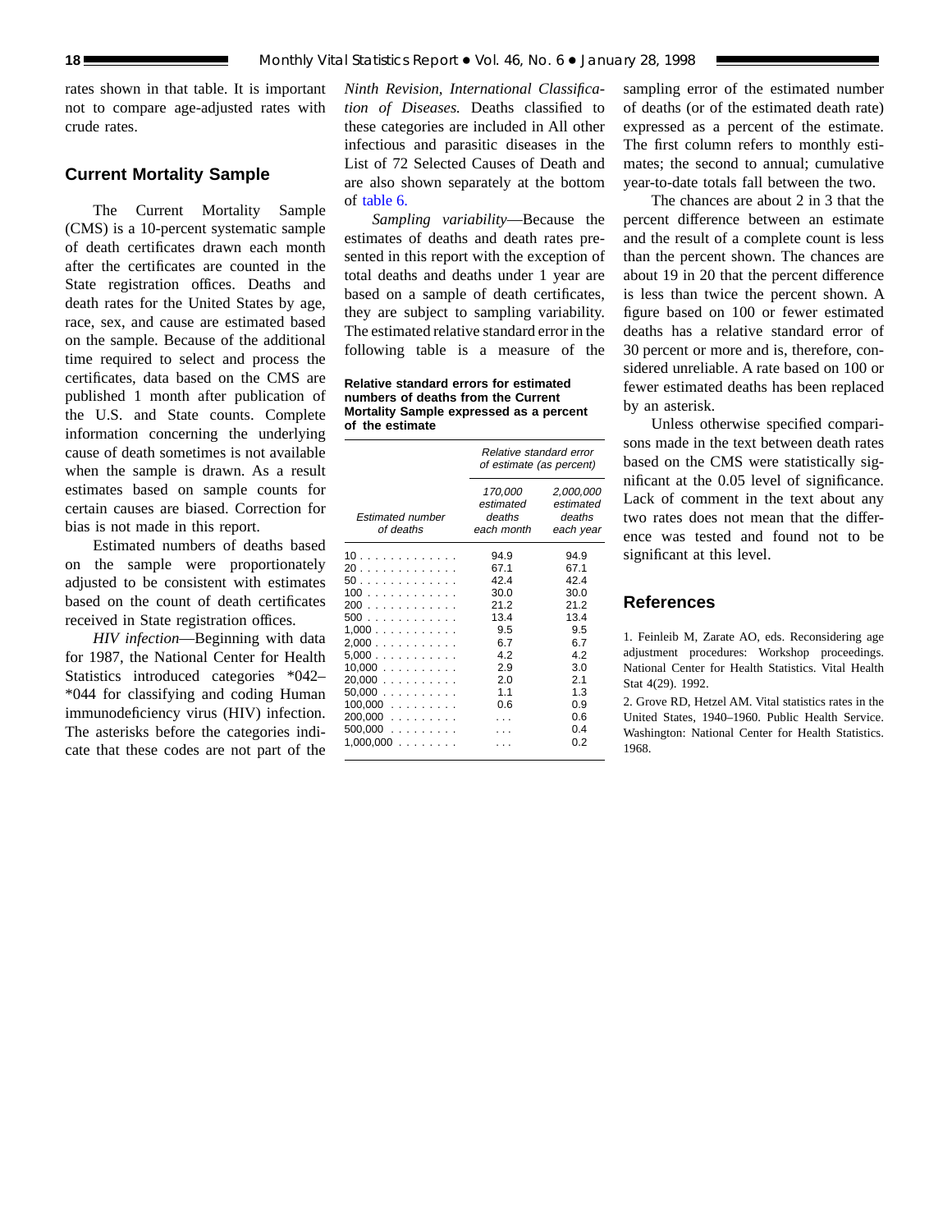rates shown in that table. It is important not to compare age-adjusted rates with crude rates.

## Current Mortality Sample

The Current Mortality Sample (CMS) is a 10-percent systematic sample of death certificates drawn each month after the certificates are counted in the State registration offices. Deaths and death rates for the United States by age, race, sex, and cause are estimated based on the sample. Because of the additional time required to select and process the certificates, data based on the CMS are published 1 month after publication of the U.S. and State counts. Complete information concerning the underlying cause of death sometimes is not available when the sample is drawn. As a result estimates based on sample counts for certain causes are biased. Correction for bias is not made in this report.

Estimated numbers of deaths based on the sample were proportionately adjusted to be consistent with estimates based on the count of death certificates received in State registration offices.

*HIV infection*—Beginning with data for 1987, the National Center for Health Statistics introduced categories *042–*044 for classifying and coding Human immunodeficiency virus (HIV) infection. The asterisks before the categories indicate that these codes are not part of the *Ninth Revision, International Classification of Diseases.* Deaths classified to these categories are included in All other infectious and parasitic diseases in the List of 72 Selected Causes of Death and are also shown separately at the bottom of table 6.

*Sampling variability*—Because the estimates of deaths and death rates presented in this report with the exception of total deaths and deaths under 1 year are based on a sample of death certificates, they are subject to sampling variability. The estimated relative standard error in the following table is a measure of the sampling error of the estimated number of deaths (or of the estimated death rate) expressed as a percent of the estimate. The first column refers to monthly estimates; the second to annual; cumulative year-to-date totals fall between the two.

**Relative standard errors for estimated numbers of deaths from the Current Mortality Sample expressed as a percent of the estimate**

| Estimated number of deaths | Relative standard error of estimate (as percent) | |
|---|---|---|
| | 170,000 estimated deaths each month | 2,000,000 estimated deaths each year |
| 10 | 94.9 | 94.9 |
| 20 | 67.1 | 67.1 |
| 50 | 42.4 | 42.4 |
| 100 | 30.0 | 30.0 |
| 200 | 21.2 | 21.2 |
| 500 | 13.4 | 13.4 |
| 1,000 | 9.5 | 9.5 |
| 2,000 | 6.7 | 6.7 |
| 5,000 | 4.2 | 4.2 |
| 10,000 | 2.9 | 3.0 |
| 20,000 | 2.0 | 2.1 |
| 50,000 | 1.1 | 1.3 |
| 100,000 | 0.6 | 0.9 |
| 200,000 | . . . | 0.6 |
| 500,000 | . . . | 0.4 |
| 1,000,000 | . . . | 0.2 |

The chances are about 2 in 3 that the percent difference between an estimate and the result of a complete count is less than the percent shown. The chances are about 19 in 20 that the percent difference is less than twice the percent shown. A figure based on 100 or fewer estimated deaths has a relative standard error of 30 percent or more and is, therefore, considered unreliable. A rate based on 100 or fewer estimated deaths has been replaced by an asterisk.

Unless otherwise specified comparisons made in the text between death rates based on the CMS were statistically significant at the 0.05 level of significance. Lack of comment in the text about any two rates does not mean that the difference was tested and found not to be significant at this level.

## References

1. Feinleib M, Zarate AO, eds. Reconsidering age adjustment procedures: Workshop proceedings. National Center for Health Statistics. Vital Health Stat 4(29). 1992.

2. Grove RD, Hetzel AM. Vital statistics rates in the United States, 1940–1960. Public Health Service. Washington: National Center for Health Statistics. 1968.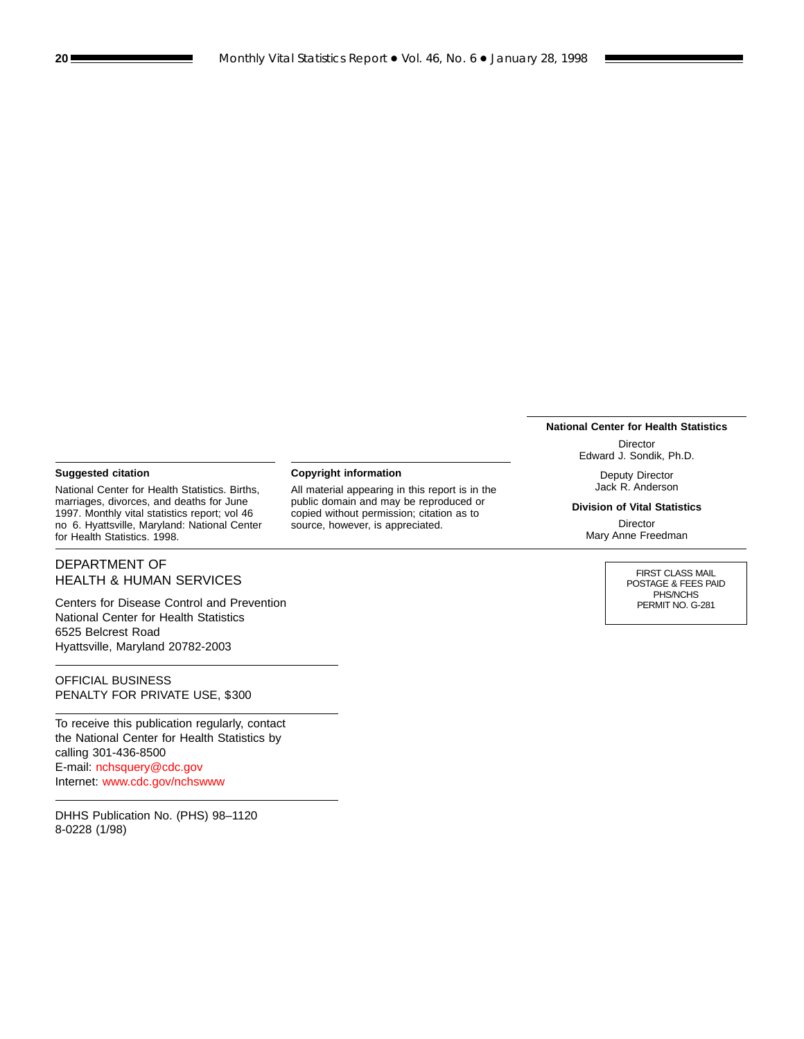**Suggested citation**

National Center for Health Statistics. Births, marriages, divorces, and deaths for June 1997. Monthly vital statistics report; vol 46 no 6. Hyattsville, Maryland: National Center for Health Statistics. 1998.

**Copyright information**

All material appearing in this report is in the public domain and may be reproduced or copied without permission; citation as to source, however, is appreciated.

**National Center for Health Statistics**

Director
Edward J. Sondik, Ph.D.

Deputy Director
Jack R. Anderson

**Division of Vital Statistics**

Director
Mary Anne Freedman

DEPARTMENT OF
HEALTH & HUMAN SERVICES

Centers for Disease Control and Prevention
National Center for Health Statistics
6525 Belcrest Road
Hyattsville, Maryland 20782-2003

FIRST CLASS MAIL
POSTAGE & FEES PAID
PHS/NCHS
PERMIT NO. G-281

OFFICIAL BUSINESS
PENALTY FOR PRIVATE USE, $300

To receive this publication regularly, contact the National Center for Health Statistics by calling 301-436-8500
E-mail: nchsquery@cdc.gov
Internet: www.cdc.gov/nchswww

DHHS Publication No. (PHS) 98–1120
8-0228 (1/98)